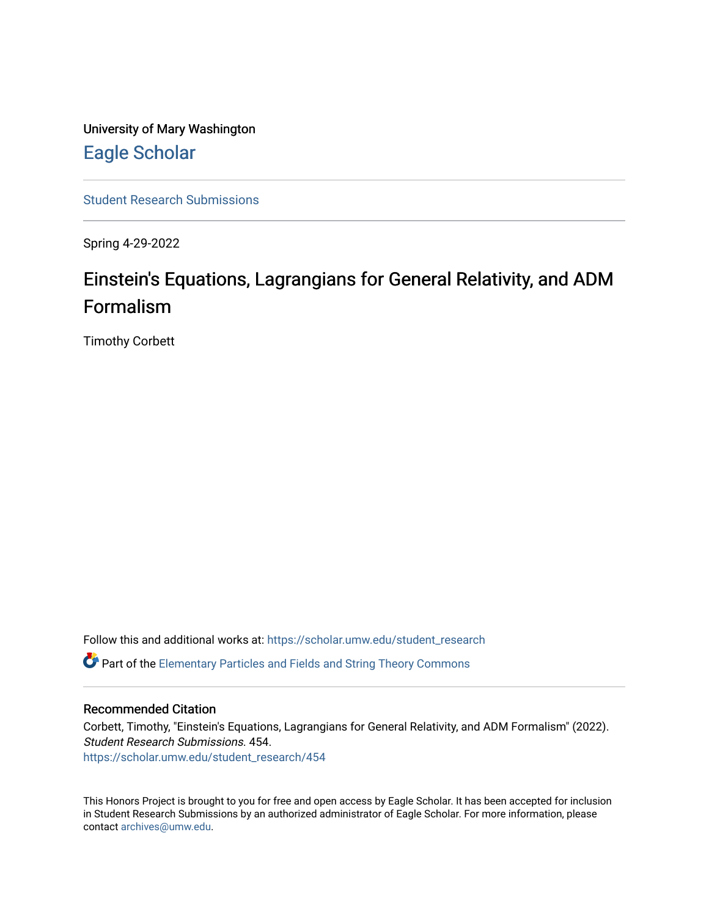University of Mary Washington

Eagle Scholar

Student Research Submissions

Spring 4-29-2022

# Einstein's Equations, Lagrangians for General Relativity, and ADM Formalism

Timothy Corbett

Follow this and additional works at: https://scholar.umw.edu/student_research

Part of the Elementary Particles and Fields and String Theory Commons

## Recommended Citation

Corbett, Timothy, "Einstein's Equations, Lagrangians for General Relativity, and ADM Formalism" (2022). *Student Research Submissions*. 454.
https://scholar.umw.edu/student_research/454

This Honors Project is brought to you for free and open access by Eagle Scholar. It has been accepted for inclusion in Student Research Submissions by an authorized administrator of Eagle Scholar. For more information, please contact archives@umw.edu.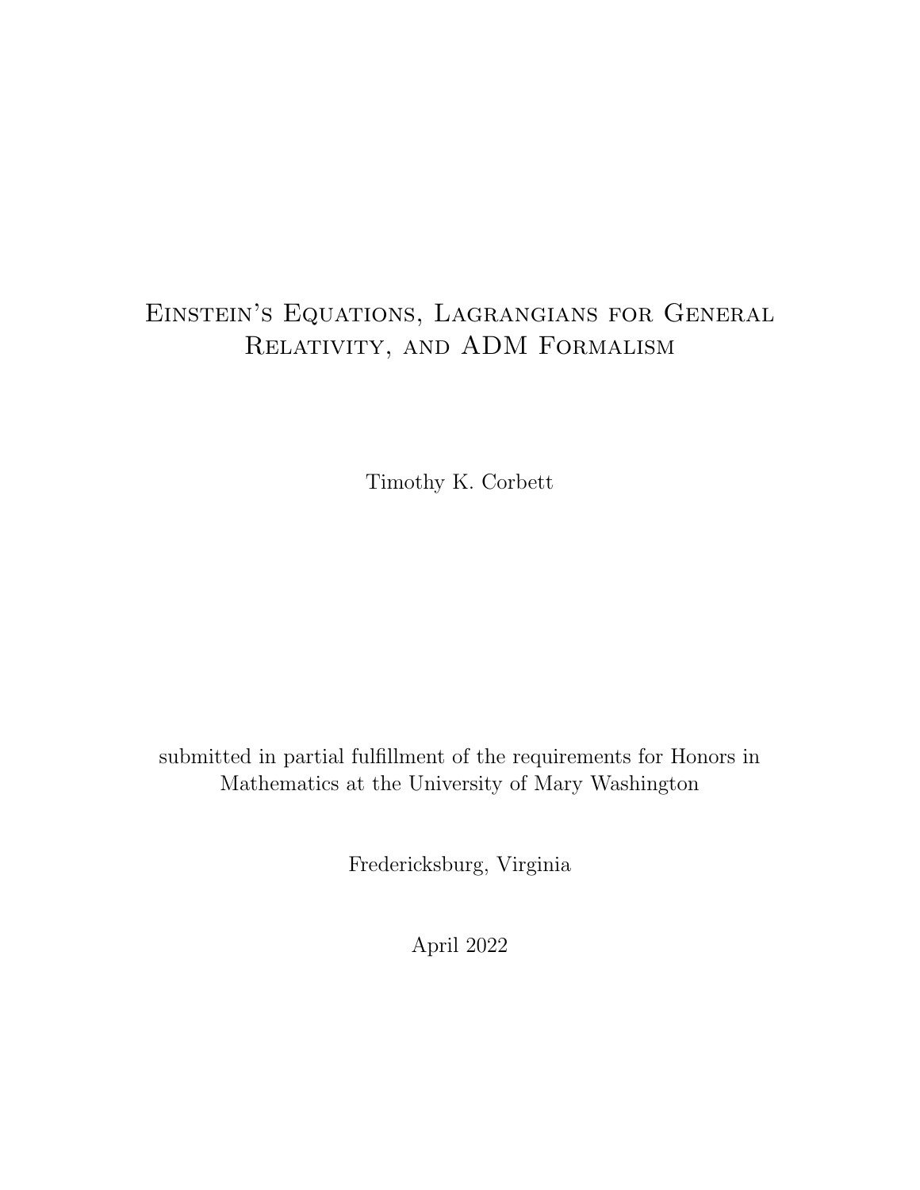# Einstein's Equations, Lagrangians for General Relativity, and ADM Formalism

Timothy K. Corbett

submitted in partial fulfillment of the requirements for Honors in Mathematics at the University of Mary Washington

Fredericksburg, Virginia

April 2022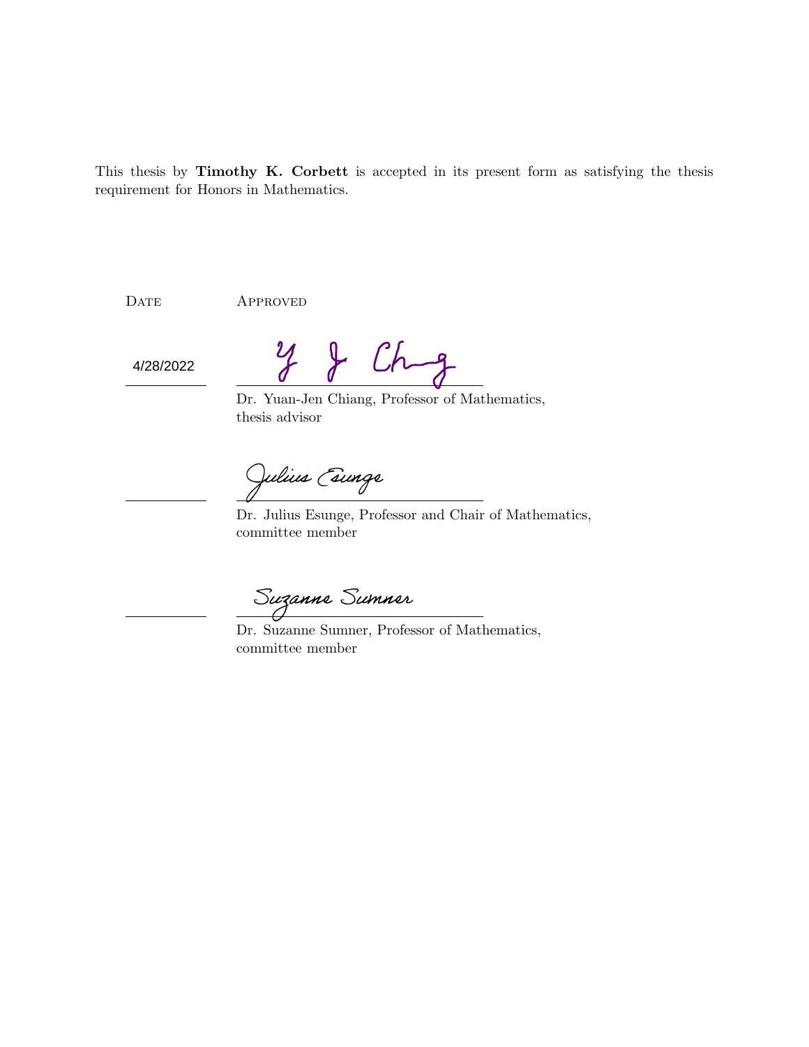This thesis by **Timothy K. Corbett** is accepted in its present form as satisfying the thesis requirement for Honors in Mathematics.

| Date | Approved |
| --- | --- |
| 4/28/2022 | Y J Chng |
| | Dr. Yuan-Jen Chiang, Professor of Mathematics, thesis advisor |
| | Julius Esunge |
| | Dr. Julius Esunge, Professor and Chair of Mathematics, committee member |
| | Suzanne Sumner |
| | Dr. Suzanne Sumner, Professor of Mathematics, committee member |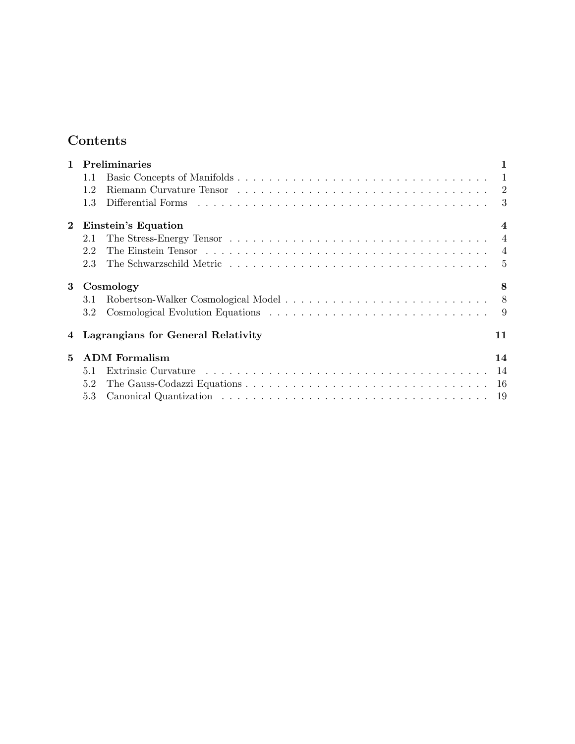# Contents

- **1 Preliminaries** — 1
  - 1.1 Basic Concepts of Manifolds — 1
  - 1.2 Riemann Curvature Tensor — 2
  - 1.3 Differential Forms — 3
- **2 Einstein's Equation** — 4
  - 2.1 The Stress-Energy Tensor — 4
  - 2.2 The Einstein Tensor — 4
  - 2.3 The Schwarzschild Metric — 5
- **3 Cosmology** — 8
  - 3.1 Robertson-Walker Cosmological Model — 8
  - 3.2 Cosmological Evolution Equations — 9
- **4 Lagrangians for General Relativity** — 11
- **5 ADM Formalism** — 14
  - 5.1 Extrinsic Curvature — 14
  - 5.2 The Gauss-Codazzi Equations — 16
  - 5.3 Canonical Quantization — 19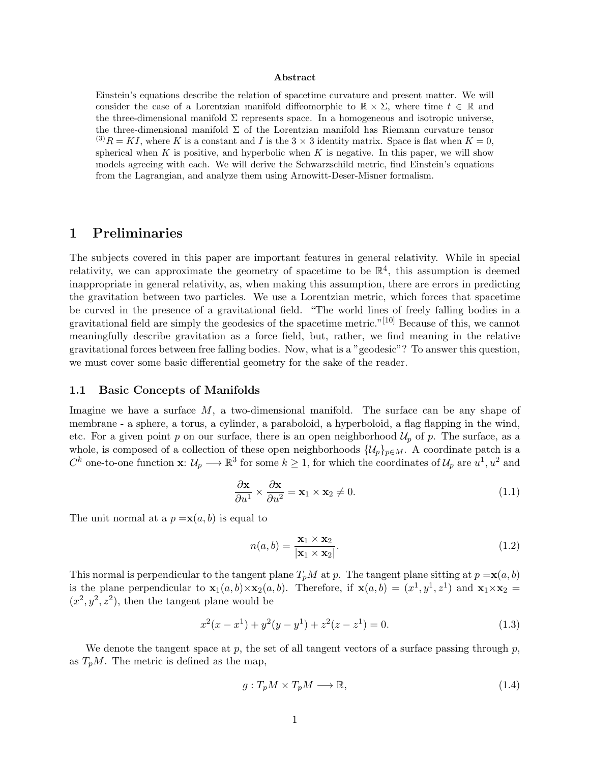**Abstract**

Einstein's equations describe the relation of spacetime curvature and present matter. We will consider the case of a Lorentzian manifold diffeomorphic to $\mathbb{R} \times \Sigma$, where time $t \in \mathbb{R}$ and the three-dimensional manifold $\Sigma$ represents space. In a homogeneous and isotropic universe, the three-dimensional manifold $\Sigma$ of the Lorentzian manifold has Riemann curvature tensor ${}^{(3)}R = KI$, where $K$ is a constant and $I$ is the $3 \times 3$ identity matrix. Space is flat when $K = 0$, spherical when $K$ is positive, and hyperbolic when $K$ is negative. In this paper, we will show models agreeing with each. We will derive the Schwarzschild metric, find Einstein's equations from the Lagrangian, and analyze them using Arnowitt-Deser-Misner formalism.

# 1 Preliminaries

The subjects covered in this paper are important features in general relativity. While in special relativity, we can approximate the geometry of spacetime to be $\mathbb{R}^4$, this assumption is deemed inappropriate in general relativity, as, when making this assumption, there are errors in predicting the gravitation between two particles. We use a Lorentzian metric, which forces that spacetime be curved in the presence of a gravitational field. "The world lines of freely falling bodies in a gravitational field are simply the geodesics of the spacetime metric."[10] Because of this, we cannot meaningfully describe gravitation as a force field, but, rather, we find meaning in the relative gravitational forces between free falling bodies. Now, what is a "geodesic"? To answer this question, we must cover some basic differential geometry for the sake of the reader.

## 1.1 Basic Concepts of Manifolds

Imagine we have a surface $M$, a two-dimensional manifold. The surface can be any shape of membrane - a sphere, a torus, a cylinder, a paraboloid, a hyperboloid, a flag flapping in the wind, etc. For a given point $p$ on our surface, there is an open neighborhood $\mathcal{U}_p$ of $p$. The surface, as a whole, is composed of a collection of these open neighborhoods $\{\mathcal{U}_p\}_{p \in M}$. A coordinate patch is a $C^k$ one-to-one function $\mathbf{x}$: $\mathcal{U}_p \longrightarrow \mathbb{R}^3$ for some $k \geq 1$, for which the coordinates of $\mathcal{U}_p$ are $u^1, u^2$ and

$$\frac{\partial \mathbf{x}}{\partial u^1} \times \frac{\partial \mathbf{x}}{\partial u^2} = \mathbf{x}_1 \times \mathbf{x}_2 \neq 0. \tag{1.1}$$

The unit normal at a $p = \mathbf{x}(a, b)$ is equal to

$$n(a, b) = \frac{\mathbf{x}_1 \times \mathbf{x}_2}{|\mathbf{x}_1 \times \mathbf{x}_2|}. \tag{1.2}$$

This normal is perpendicular to the tangent plane $T_pM$ at $p$. The tangent plane sitting at $p = \mathbf{x}(a, b)$ is the plane perpendicular to $\mathbf{x}_1(a, b) \times \mathbf{x}_2(a, b)$. Therefore, if $\mathbf{x}(a, b) = (x^1, y^1, z^1)$ and $\mathbf{x}_1 \times \mathbf{x}_2 = (x^2, y^2, z^2)$, then the tangent plane would be

$$x^2(x - x^1) + y^2(y - y^1) + z^2(z - z^1) = 0. \tag{1.3}$$

We denote the tangent space at $p$, the set of all tangent vectors of a surface passing through $p$, as $T_pM$. The metric is defined as the map,

$$g : T_pM \times T_pM \longrightarrow \mathbb{R}, \tag{1.4}$$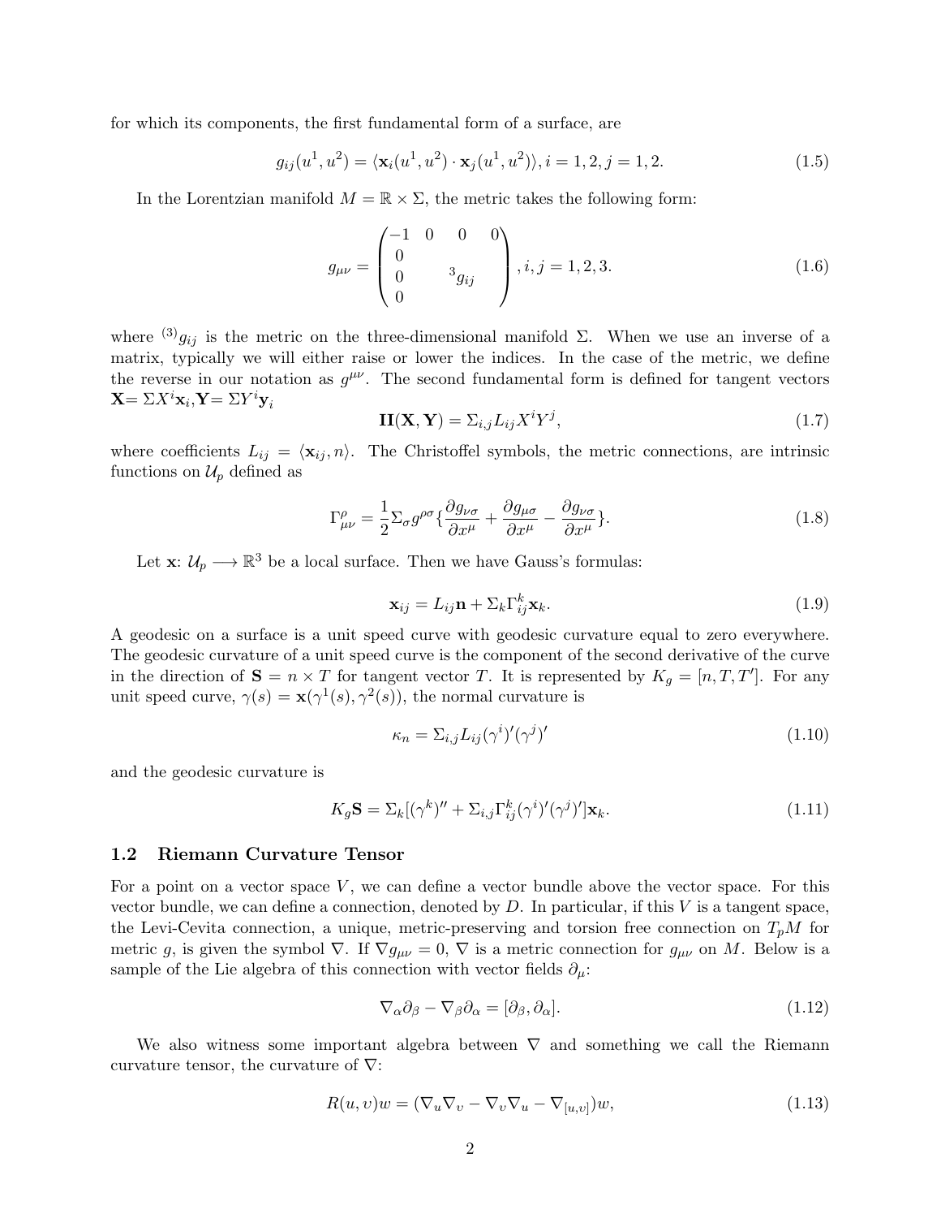for which its components, the first fundamental form of a surface, are

$$g_{ij}(u^1, u^2) = \langle \mathbf{x}_i(u^1, u^2) \cdot \mathbf{x}_j(u^1, u^2) \rangle, i = 1, 2, j = 1, 2. \tag{1.5}$$

In the Lorentzian manifold $M = \mathbb{R} \times \Sigma$, the metric takes the following form:

$$g_{\mu\nu} = \begin{pmatrix} -1 & 0 & 0 & 0 \\ 0 & & & \\ 0 & & {}^3g_{ij} & \\ 0 & & & \end{pmatrix}, i, j = 1, 2, 3. \tag{1.6}$$

where ${}^{(3)}g_{ij}$ is the metric on the three-dimensional manifold $\Sigma$. When we use an inverse of a matrix, typically we will either raise or lower the indices. In the case of the metric, we define the reverse in our notation as $g^{\mu\nu}$. The second fundamental form is defined for tangent vectors $\mathbf{X} = \Sigma X^i \mathbf{x}_i, \mathbf{Y} = \Sigma Y^i \mathbf{y}_i$

$$\mathbf{II}(\mathbf{X}, \mathbf{Y}) = \Sigma_{i,j} L_{ij} X^i Y^j, \tag{1.7}$$

where coefficients $L_{ij} = \langle \mathbf{x}_{ij}, n \rangle$. The Christoffel symbols, the metric connections, are intrinsic functions on $\mathcal{U}_p$ defined as

$$\Gamma^{\rho}_{\mu\nu} = \frac{1}{2} \Sigma_\sigma g^{\rho\sigma} \{ \frac{\partial g_{\nu\sigma}}{\partial x^\mu} + \frac{\partial g_{\mu\sigma}}{\partial x^\mu} - \frac{\partial g_{\nu\sigma}}{\partial x^\mu} \}. \tag{1.8}$$

Let $\mathbf{x}$: $\mathcal{U}_p \longrightarrow \mathbb{R}^3$ be a local surface. Then we have Gauss's formulas:

$$\mathbf{x}_{ij} = L_{ij}\mathbf{n} + \Sigma_k \Gamma^k_{ij} \mathbf{x}_k. \tag{1.9}$$

A geodesic on a surface is a unit speed curve with geodesic curvature equal to zero everywhere. The geodesic curvature of a unit speed curve is the component of the second derivative of the curve in the direction of $\mathbf{S} = n \times T$ for tangent vector $T$. It is represented by $K_g = [n, T, T']$. For any unit speed curve, $\gamma(s) = \mathbf{x}(\gamma^1(s), \gamma^2(s))$, the normal curvature is

$$\kappa_n = \Sigma_{i,j} L_{ij} (\gamma^i)' (\gamma^j)' \tag{1.10}$$

and the geodesic curvature is

$$K_g \mathbf{S} = \Sigma_k [(\gamma^k)'' + \Sigma_{i,j} \Gamma^k_{ij} (\gamma^i)'(\gamma^j)'] \mathbf{x}_k. \tag{1.11}$$

### 1.2 Riemann Curvature Tensor

For a point on a vector space $V$, we can define a vector bundle above the vector space. For this vector bundle, we can define a connection, denoted by $D$. In particular, if this $V$ is a tangent space, the Levi-Cevita connection, a unique, metric-preserving and torsion free connection on $T_pM$ for metric $g$, is given the symbol $\nabla$. If $\nabla g_{\mu\nu} = 0$, $\nabla$ is a metric connection for $g_{\mu\nu}$ on $M$. Below is a sample of the Lie algebra of this connection with vector fields $\partial_\mu$:

$$\nabla_\alpha \partial_\beta - \nabla_\beta \partial_\alpha = [\partial_\beta, \partial_\alpha]. \tag{1.12}$$

We also witness some important algebra between $\nabla$ and something we call the Riemann curvature tensor, the curvature of $\nabla$:

$$R(u, \upsilon)w = (\nabla_u \nabla_\upsilon - \nabla_\upsilon \nabla_u - \nabla_{[u,\upsilon]})w, \tag{1.13}$$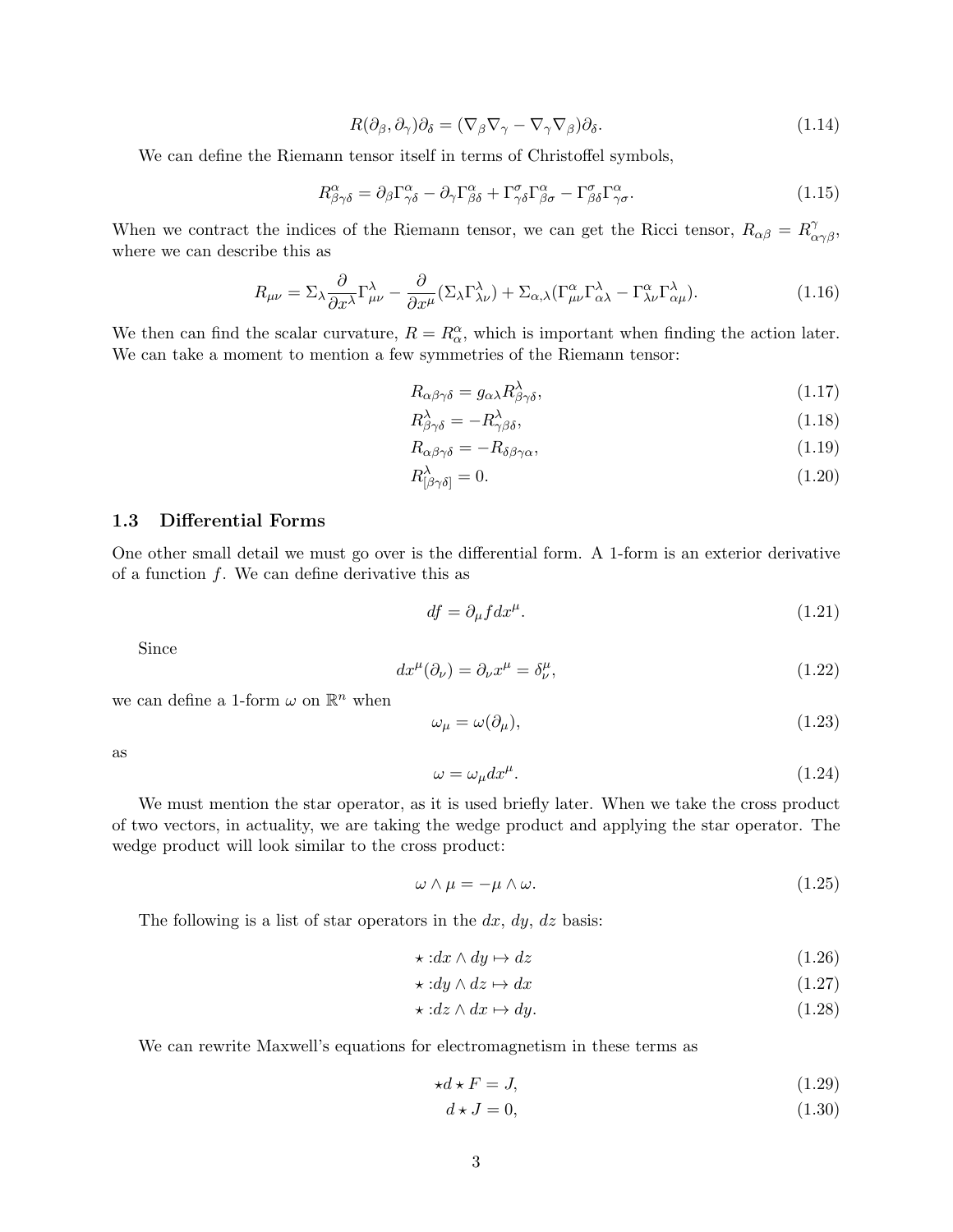$$R(\partial_\beta, \partial_\gamma)\partial_\delta = (\nabla_\beta \nabla_\gamma - \nabla_\gamma \nabla_\beta)\partial_\delta. \tag{1.14}$$

We can define the Riemann tensor itself in terms of Christoffel symbols,

$$R^\alpha_{\beta\gamma\delta} = \partial_\beta \Gamma^\alpha_{\gamma\delta} - \partial_\gamma \Gamma^\alpha_{\beta\delta} + \Gamma^\sigma_{\gamma\delta}\Gamma^\alpha_{\beta\sigma} - \Gamma^\sigma_{\beta\delta}\Gamma^\alpha_{\gamma\sigma}. \tag{1.15}$$

When we contract the indices of the Riemann tensor, we can get the Ricci tensor, $R_{\alpha\beta} = R^\gamma_{\alpha\gamma\beta}$, where we can describe this as

$$R_{\mu\nu} = \Sigma_\lambda \frac{\partial}{\partial x^\lambda}\Gamma^\lambda_{\mu\nu} - \frac{\partial}{\partial x^\mu}(\Sigma_\lambda \Gamma^\lambda_{\lambda\nu}) + \Sigma_{\alpha,\lambda}(\Gamma^\alpha_{\mu\nu}\Gamma^\lambda_{\alpha\lambda} - \Gamma^\alpha_{\lambda\nu}\Gamma^\lambda_{\alpha\mu}). \tag{1.16}$$

We then can find the scalar curvature, $R = R^\alpha_\alpha$, which is important when finding the action later. We can take a moment to mention a few symmetries of the Riemann tensor:

$$R_{\alpha\beta\gamma\delta} = g_{\alpha\lambda} R^\lambda_{\beta\gamma\delta}, \tag{1.17}$$

$$R^\lambda_{\beta\gamma\delta} = -R^\lambda_{\gamma\beta\delta}, \tag{1.18}$$

$$R_{\alpha\beta\gamma\delta} = -R_{\delta\beta\gamma\alpha}, \tag{1.19}$$

$$R^\lambda_{[\beta\gamma\delta]} = 0. \tag{1.20}$$

### 1.3 Differential Forms

One other small detail we must go over is the differential form. A 1-form is an exterior derivative of a function $f$. We can define derivative this as

$$df = \partial_\mu f dx^\mu. \tag{1.21}$$

Since

$$dx^\mu(\partial_\nu) = \partial_\nu x^\mu = \delta^\mu_\nu, \tag{1.22}$$

we can define a 1-form $\omega$ on $\mathbb{R}^n$ when

$$\omega_\mu = \omega(\partial_\mu), \tag{1.23}$$

as

$$\omega = \omega_\mu dx^\mu. \tag{1.24}$$

We must mention the star operator, as it is used briefly later. When we take the cross product of two vectors, in actuality, we are taking the wedge product and applying the star operator. The wedge product will look similar to the cross product:

$$\omega \wedge \mu = -\mu \wedge \omega. \tag{1.25}$$

The following is a list of star operators in the $dx$, $dy$, $dz$ basis:

$$\star : dx \wedge dy \mapsto dz \tag{1.26}$$

$$\star : dy \wedge dz \mapsto dx \tag{1.27}$$

$$\star : dz \wedge dx \mapsto dy. \tag{1.28}$$

We can rewrite Maxwell's equations for electromagnetism in these terms as

$$\star d \star F = J, \tag{1.29}$$

$$d \star J = 0, \tag{1.30}$$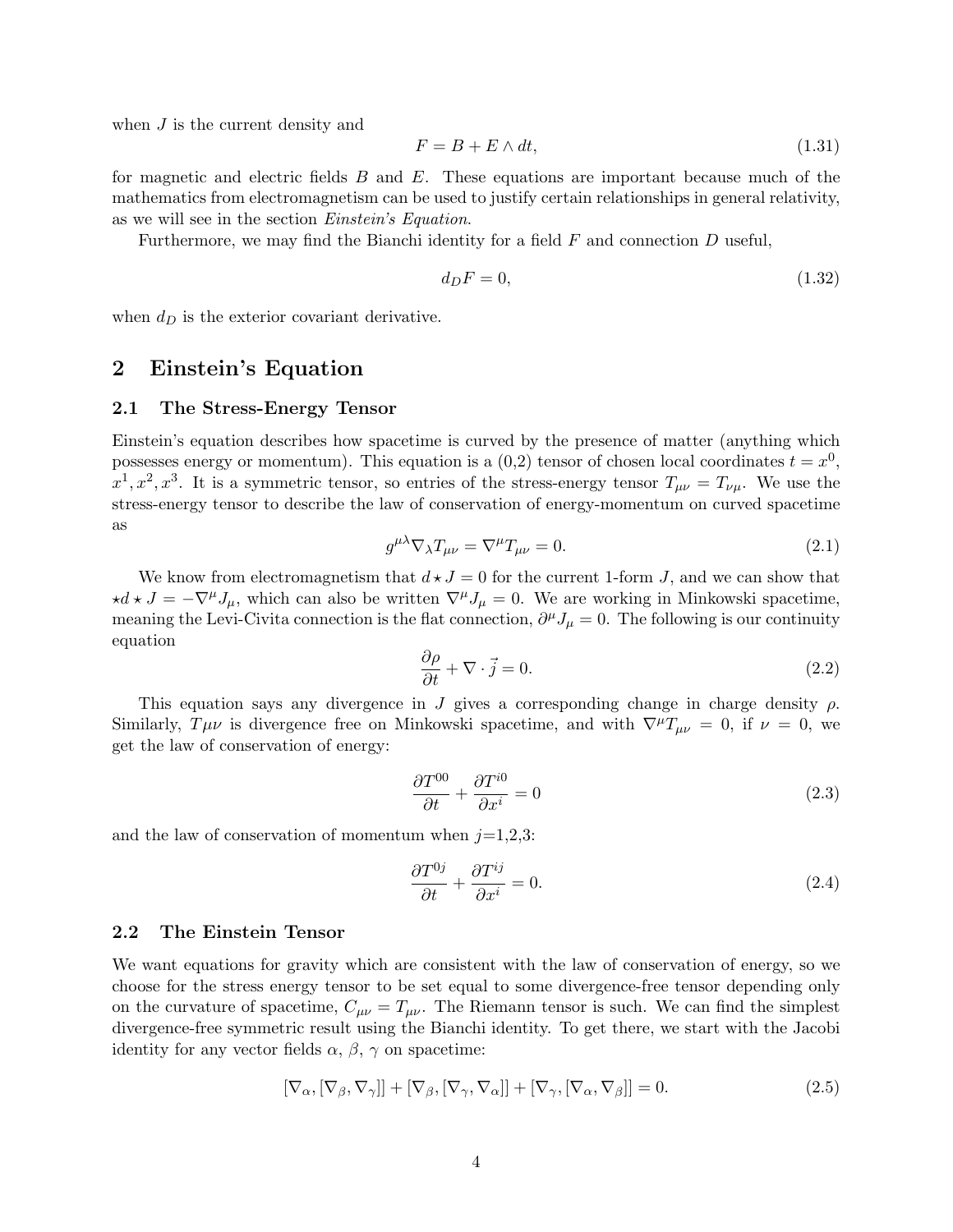when $J$ is the current density and

$$F = B + E \wedge dt, \tag{1.31}$$

for magnetic and electric fields $B$ and $E$. These equations are important because much of the mathematics from electromagnetism can be used to justify certain relationships in general relativity, as we will see in the section *Einstein's Equation*.

Furthermore, we may find the Bianchi identity for a field $F$ and connection $D$ useful,

$$d_D F = 0, \tag{1.32}$$

when $d_D$ is the exterior covariant derivative.

## 2 Einstein's Equation

### 2.1 The Stress-Energy Tensor

Einstein's equation describes how spacetime is curved by the presence of matter (anything which possesses energy or momentum). This equation is a (0,2) tensor of chosen local coordinates $t = x^0$, $x^1, x^2, x^3$. It is a symmetric tensor, so entries of the stress-energy tensor $T_{\mu\nu} = T_{\nu\mu}$. We use the stress-energy tensor to describe the law of conservation of energy-momentum on curved spacetime as

$$g^{\mu\lambda}\nabla_\lambda T_{\mu\nu} = \nabla^\mu T_{\mu\nu} = 0. \tag{2.1}$$

We know from electromagnetism that $d \star J = 0$ for the current 1-form $J$, and we can show that $\star d \star J = -\nabla^\mu J_\mu$, which can also be written $\nabla^\mu J_\mu = 0$. We are working in Minkowski spacetime, meaning the Levi-Civita connection is the flat connection, $\partial^\mu J_\mu = 0$. The following is our continuity equation

$$\frac{\partial \rho}{\partial t} + \nabla \cdot \vec{j} = 0. \tag{2.2}$$

This equation says any divergence in $J$ gives a corresponding change in charge density $\rho$. Similarly, $T\mu\nu$ is divergence free on Minkowski spacetime, and with $\nabla^\mu T_{\mu\nu} = 0$, if $\nu = 0$, we get the law of conservation of energy:

$$\frac{\partial T^{00}}{\partial t} + \frac{\partial T^{i0}}{\partial x^i} = 0 \tag{2.3}$$

and the law of conservation of momentum when $j$=1,2,3:

$$\frac{\partial T^{0j}}{\partial t} + \frac{\partial T^{ij}}{\partial x^i} = 0. \tag{2.4}$$

### 2.2 The Einstein Tensor

We want equations for gravity which are consistent with the law of conservation of energy, so we choose for the stress energy tensor to be set equal to some divergence-free tensor depending only on the curvature of spacetime, $C_{\mu\nu} = T_{\mu\nu}$. The Riemann tensor is such. We can find the simplest divergence-free symmetric result using the Bianchi identity. To get there, we start with the Jacobi identity for any vector fields $\alpha$, $\beta$, $\gamma$ on spacetime:

$$[\nabla_\alpha, [\nabla_\beta, \nabla_\gamma]] + [\nabla_\beta, [\nabla_\gamma, \nabla_\alpha]] + [\nabla_\gamma, [\nabla_\alpha, \nabla_\beta]] = 0. \tag{2.5}$$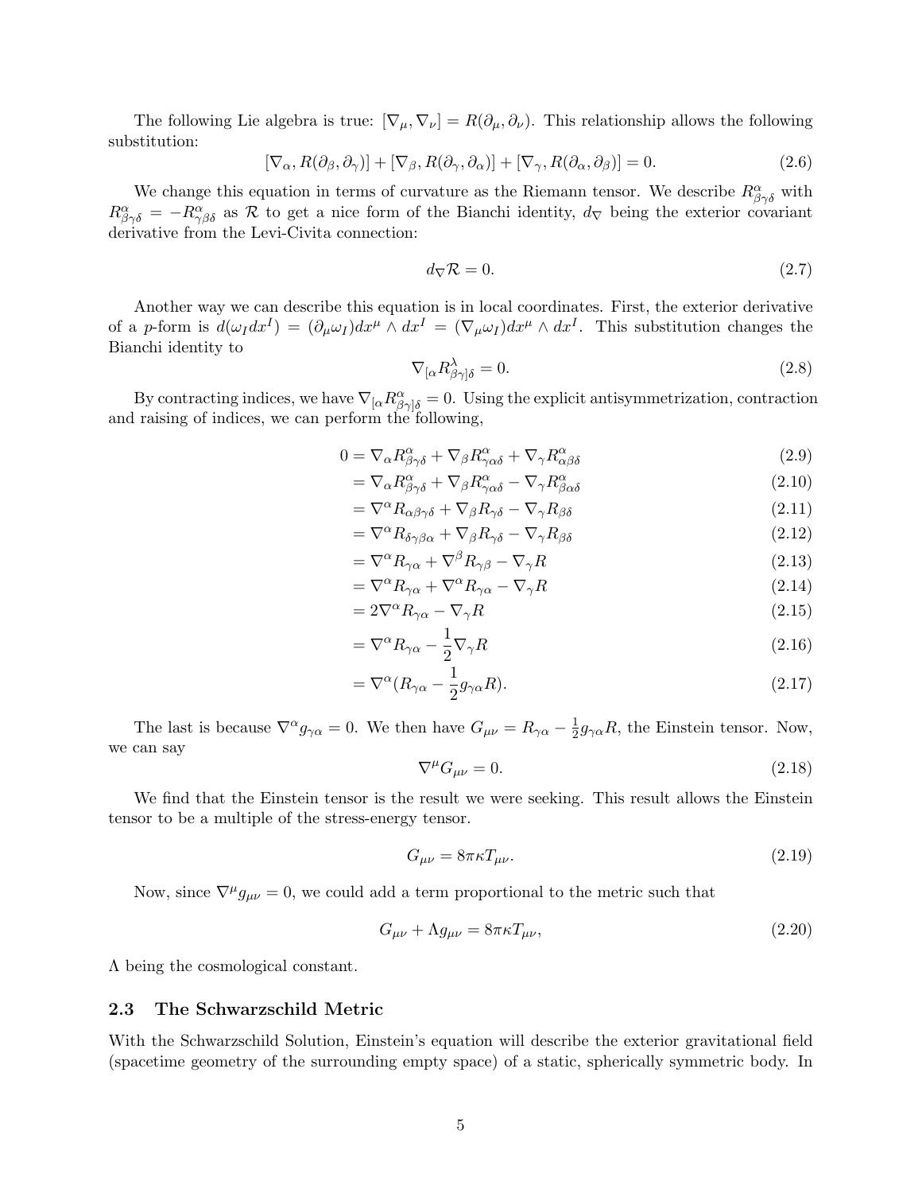The following Lie algebra is true: $[\nabla_\mu, \nabla_\nu] = R(\partial_\mu, \partial_\nu)$. This relationship allows the following substitution:

$$[\nabla_\alpha, R(\partial_\beta, \partial_\gamma)] + [\nabla_\beta, R(\partial_\gamma, \partial_\alpha)] + [\nabla_\gamma, R(\partial_\alpha, \partial_\beta)] = 0. \tag{2.6}$$

We change this equation in terms of curvature as the Riemann tensor. We describe $R^\alpha_{\beta\gamma\delta}$ with $R^\alpha_{\beta\gamma\delta} = -R^\alpha_{\gamma\beta\delta}$ as $\mathcal{R}$ to get a nice form of the Bianchi identity, $d_\nabla$ being the exterior covariant derivative from the Levi-Civita connection:

$$d_\nabla \mathcal{R} = 0. \tag{2.7}$$

Another way we can describe this equation is in local coordinates. First, the exterior derivative of a $p$-form is $d(\omega_I dx^I) = (\partial_\mu \omega_I) dx^\mu \wedge dx^I = (\nabla_\mu \omega_I) dx^\mu \wedge dx^I$. This substitution changes the Bianchi identity to

$$\nabla_{[\alpha} R^\lambda_{\beta\gamma]\delta} = 0. \tag{2.8}$$

By contracting indices, we have $\nabla_{[\alpha} R^\alpha_{\beta\gamma]\delta} = 0$. Using the explicit antisymmetrization, contraction and raising of indices, we can perform the following,

$$
\begin{aligned}
0 &= \nabla_\alpha R^\alpha_{\beta\gamma\delta} + \nabla_\beta R^\alpha_{\gamma\alpha\delta} + \nabla_\gamma R^\alpha_{\alpha\beta\delta} && (2.9)\\
&= \nabla_\alpha R^\alpha_{\beta\gamma\delta} + \nabla_\beta R^\alpha_{\gamma\alpha\delta} - \nabla_\gamma R^\alpha_{\beta\alpha\delta} && (2.10)\\
&= \nabla^\alpha R_{\alpha\beta\gamma\delta} + \nabla_\beta R_{\gamma\delta} - \nabla_\gamma R_{\beta\delta} && (2.11)\\
&= \nabla^\alpha R_{\delta\gamma\beta\alpha} + \nabla_\beta R_{\gamma\delta} - \nabla_\gamma R_{\beta\delta} && (2.12)\\
&= \nabla^\alpha R_{\gamma\alpha} + \nabla^\beta R_{\gamma\beta} - \nabla_\gamma R && (2.13)\\
&= \nabla^\alpha R_{\gamma\alpha} + \nabla^\alpha R_{\gamma\alpha} - \nabla_\gamma R && (2.14)\\
&= 2\nabla^\alpha R_{\gamma\alpha} - \nabla_\gamma R && (2.15)\\
&= \nabla^\alpha R_{\gamma\alpha} - \frac{1}{2}\nabla_\gamma R && (2.16)\\
&= \nabla^\alpha (R_{\gamma\alpha} - \frac{1}{2} g_{\gamma\alpha} R). && (2.17)
\end{aligned}
$$

The last is because $\nabla^\alpha g_{\gamma\alpha} = 0$. We then have $G_{\mu\nu} = R_{\gamma\alpha} - \frac{1}{2} g_{\gamma\alpha} R$, the Einstein tensor. Now, we can say

$$\nabla^\mu G_{\mu\nu} = 0. \tag{2.18}$$

We find that the Einstein tensor is the result we were seeking. This result allows the Einstein tensor to be a multiple of the stress-energy tensor.

$$G_{\mu\nu} = 8\pi\kappa T_{\mu\nu}. \tag{2.19}$$

Now, since $\nabla^\mu g_{\mu\nu} = 0$, we could add a term proportional to the metric such that

$$G_{\mu\nu} + \Lambda g_{\mu\nu} = 8\pi\kappa T_{\mu\nu}, \tag{2.20}$$

$\Lambda$ being the cosmological constant.

### 2.3 The Schwarzschild Metric

With the Schwarzschild Solution, Einstein's equation will describe the exterior gravitational field (spacetime geometry of the surrounding empty space) of a static, spherically symmetric body. In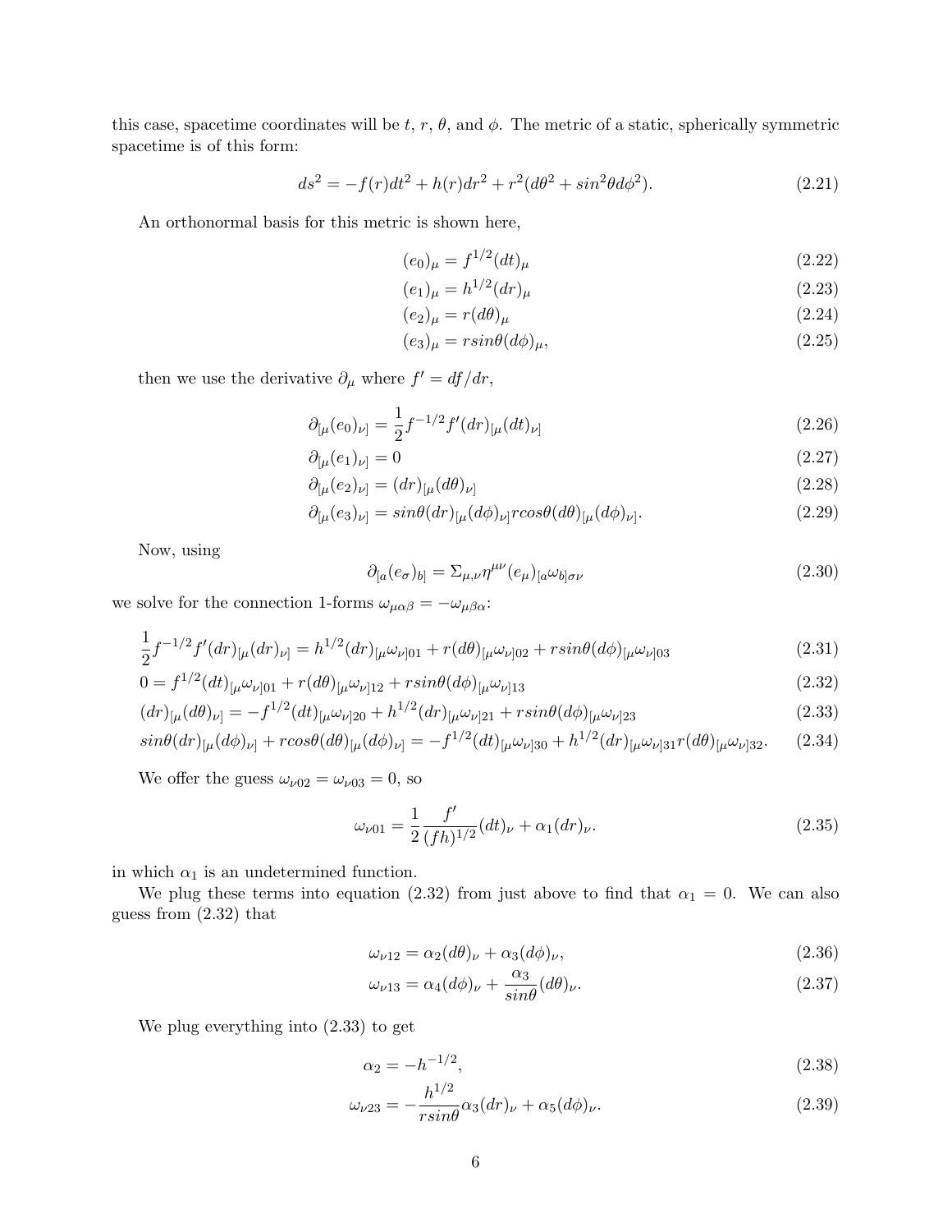this case, spacetime coordinates will be $t$, $r$, $\theta$, and $\phi$. The metric of a static, spherically symmetric spacetime is of this form:

$$ds^2 = -f(r)dt^2 + h(r)dr^2 + r^2(d\theta^2 + sin^2\theta d\phi^2). \tag{2.21}$$

An orthonormal basis for this metric is shown here,

$$(e_0)_\mu = f^{1/2}(dt)_\mu \tag{2.22}$$

$$(e_1)_\mu = h^{1/2}(dr)_\mu \tag{2.23}$$

$$(e_2)_\mu = r(d\theta)_\mu \tag{2.24}$$

$$(e_3)_\mu = rsin\theta(d\phi)_\mu, \tag{2.25}$$

then we use the derivative $\partial_\mu$ where $f' = df/dr$,

$$\partial_{[\mu}(e_0)_{\nu]} = \frac{1}{2}f^{-1/2}f'(dr)_{[\mu}(dt)_{\nu]} \tag{2.26}$$

$$\partial_{[\mu}(e_1)_{\nu]} = 0 \tag{2.27}$$

$$\partial_{[\mu}(e_2)_{\nu]} = (dr)_{[\mu}(d\theta)_{\nu]} \tag{2.28}$$

$$\partial_{[\mu}(e_3)_{\nu]} = sin\theta(dr)_{[\mu}(d\phi)_{\nu]}rcos\theta(d\theta)_{[\mu}(d\phi)_{\nu]}. \tag{2.29}$$

Now, using

$$\partial_{[a}(e_\sigma)_{b]} = \Sigma_{\mu,\nu}\eta^{\mu\nu}(e_\mu)_{[a}\omega_{b]\sigma\nu} \tag{2.30}$$

we solve for the connection 1-forms $\omega_{\mu\alpha\beta} = -\omega_{\mu\beta\alpha}$:

$$\frac{1}{2}f^{-1/2}f'(dr)_{[\mu}(dr)_{\nu]} = h^{1/2}(dr)_{[\mu}\omega_{\nu]01} + r(d\theta)_{[\mu}\omega_{\nu]02} + rsin\theta(d\phi)_{[\mu}\omega_{\nu]03} \tag{2.31}$$

$$0 = f^{1/2}(dt)_{[\mu}\omega_{\nu]01} + r(d\theta)_{[\mu}\omega_{\nu]12} + rsin\theta(d\phi)_{[\mu}\omega_{\nu]13} \tag{2.32}$$

$$(dr)_{[\mu}(d\theta)_{\nu]} = -f^{1/2}(dt)_{[\mu}\omega_{\nu]20} + h^{1/2}(dr)_{[\mu}\omega_{\nu]21} + rsin\theta(d\phi)_{[\mu}\omega_{\nu]23} \tag{2.33}$$

$$sin\theta(dr)_{[\mu}(d\phi)_{\nu]} + rcos\theta(d\theta)_{[\mu}(d\phi)_{\nu]} = -f^{1/2}(dt)_{[\mu}\omega_{\nu]30} + h^{1/2}(dr)_{[\mu}\omega_{\nu]31}r(d\theta)_{[\mu}\omega_{\nu]32}. \tag{2.34}$$

We offer the guess $\omega_{\nu02} = \omega_{\nu03} = 0$, so

$$\omega_{\nu01} = \frac{1}{2}\frac{f'}{(fh)^{1/2}}(dt)_\nu + \alpha_1(dr)_\nu. \tag{2.35}$$

in which $\alpha_1$ is an undetermined function.

We plug these terms into equation (2.32) from just above to find that $\alpha_1 = 0$. We can also guess from (2.32) that

$$\omega_{\nu12} = \alpha_2(d\theta)_\nu + \alpha_3(d\phi)_\nu, \tag{2.36}$$

$$\omega_{\nu13} = \alpha_4(d\phi)_\nu + \frac{\alpha_3}{sin\theta}(d\theta)_\nu. \tag{2.37}$$

We plug everything into (2.33) to get

$$\alpha_2 = -h^{-1/2}, \tag{2.38}$$

$$\omega_{\nu23} = -\frac{h^{1/2}}{rsin\theta}\alpha_3(dr)_\nu + \alpha_5(d\phi)_\nu. \tag{2.39}$$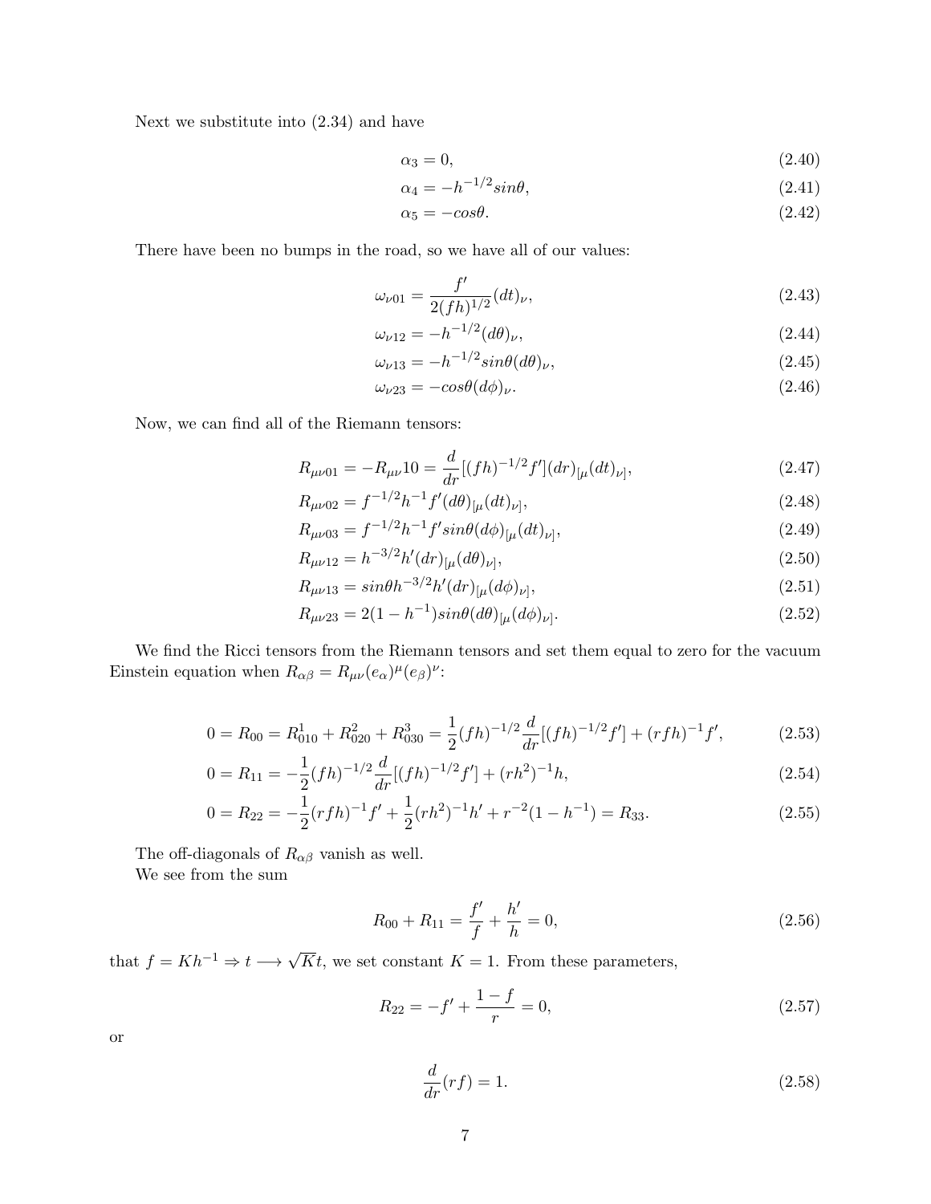Next we substitute into (2.34) and have

$$\alpha_3 = 0, \tag{2.40}$$

$$\alpha_4 = -h^{-1/2} sin\theta, \tag{2.41}$$

$$\alpha_5 = -cos\theta. \tag{2.42}$$

There have been no bumps in the road, so we have all of our values:

$$\omega_{\nu 01} = \frac{f'}{2(fh)^{1/2}}(dt)_\nu, \tag{2.43}$$

$$\omega_{\nu 12} = -h^{-1/2}(d\theta)_\nu, \tag{2.44}$$

$$\omega_{\nu 13} = -h^{-1/2} sin\theta (d\theta)_\nu, \tag{2.45}$$

$$\omega_{\nu 23} = -cos\theta (d\phi)_\nu. \tag{2.46}$$

Now, we can find all of the Riemann tensors:

$$R_{\mu\nu 01} = -R_{\mu\nu} 10 = \frac{d}{dr}[(fh)^{-1/2} f'](dr)_{[\mu}(dt)_{\nu]}, \tag{2.47}$$

$$R_{\mu\nu 02} = f^{-1/2} h^{-1} f' (d\theta)_{[\mu}(dt)_{\nu]}, \tag{2.48}$$

$$R_{\mu\nu 03} = f^{-1/2} h^{-1} f' sin\theta (d\phi)_{[\mu}(dt)_{\nu]}, \tag{2.49}$$

$$R_{\mu\nu 12} = h^{-3/2} h' (dr)_{[\mu}(d\theta)_{\nu]}, \tag{2.50}$$

$$R_{\mu\nu 13} = sin\theta h^{-3/2} h' (dr)_{[\mu}(d\phi)_{\nu]}, \tag{2.51}$$

$$R_{\mu\nu 23} = 2(1-h^{-1}) sin\theta (d\theta)_{[\mu}(d\phi)_{\nu]}. \tag{2.52}$$

We find the Ricci tensors from the Riemann tensors and set them equal to zero for the vacuum Einstein equation when $R_{\alpha\beta} = R_{\mu\nu}(e_\alpha)^\mu (e_\beta)^\nu$:

$$0 = R_{00} = R^1_{010} + R^2_{020} + R^3_{030} = \frac{1}{2}(fh)^{-1/2}\frac{d}{dr}[(fh)^{-1/2} f'] + (rfh)^{-1} f', \tag{2.53}$$

$$0 = R_{11} = -\frac{1}{2}(fh)^{-1/2}\frac{d}{dr}[(fh)^{-1/2} f'] + (rh^2)^{-1} h, \tag{2.54}$$

$$0 = R_{22} = -\frac{1}{2}(rfh)^{-1} f' + \frac{1}{2}(rh^2)^{-1} h' + r^{-2}(1-h^{-1}) = R_{33}. \tag{2.55}$$

The off-diagonals of $R_{\alpha\beta}$ vanish as well.

We see from the sum

$$R_{00} + R_{11} = \frac{f'}{f} + \frac{h'}{h} = 0, \tag{2.56}$$

that $f = Kh^{-1} \Rightarrow t \longrightarrow \sqrt{K}t$, we set constant $K = 1$. From these parameters,

$$R_{22} = -f' + \frac{1-f}{r} = 0, \tag{2.57}$$

or

$$\frac{d}{dr}(rf) = 1. \tag{2.58}$$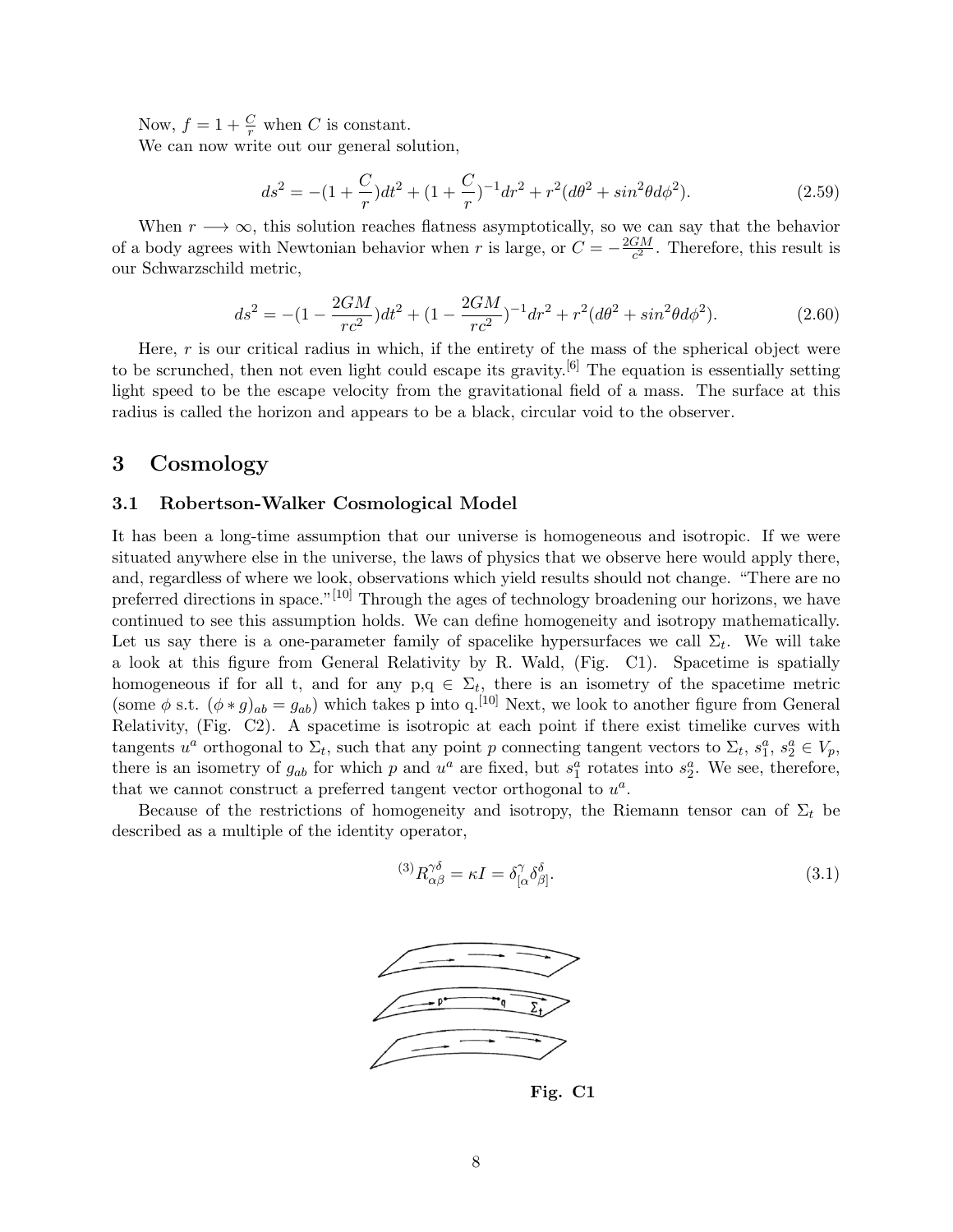Now, $f = 1 + \frac{C}{r}$ when $C$ is constant.

We can now write out our general solution,

$$ds^2 = -(1+\frac{C}{r})dt^2 + (1+\frac{C}{r})^{-1}dr^2 + r^2(d\theta^2 + sin^2\theta d\phi^2). \tag{2.59}$$

When $r \longrightarrow \infty$, this solution reaches flatness asymptotically, so we can say that the behavior of a body agrees with Newtonian behavior when $r$ is large, or $C = -\frac{2GM}{c^2}$. Therefore, this result is our Schwarzschild metric,

$$ds^2 = -(1-\frac{2GM}{rc^2})dt^2 + (1-\frac{2GM}{rc^2})^{-1}dr^2 + r^2(d\theta^2 + sin^2\theta d\phi^2). \tag{2.60}$$

Here, $r$ is our critical radius in which, if the entirety of the mass of the spherical object were to be scrunched, then not even light could escape its gravity.[6] The equation is essentially setting light speed to be the escape velocity from the gravitational field of a mass. The surface at this radius is called the horizon and appears to be a black, circular void to the observer.

# 3 Cosmology

## 3.1 Robertson-Walker Cosmological Model

It has been a long-time assumption that our universe is homogeneous and isotropic. If we were situated anywhere else in the universe, the laws of physics that we observe here would apply there, and, regardless of where we look, observations which yield results should not change. "There are no preferred directions in space."[10] Through the ages of technology broadening our horizons, we have continued to see this assumption holds. We can define homogeneity and isotropy mathematically. Let us say there is a one-parameter family of spacelike hypersurfaces we call $\Sigma_t$. We will take a look at this figure from General Relativity by R. Wald, (Fig. C1). Spacetime is spatially homogeneous if for all t, and for any p,q $\in \Sigma_t$, there is an isometry of the spacetime metric (some $\phi$ s.t. $(\phi * g)_{ab} = g_{ab}$) which takes p into q.[10] Next, we look to another figure from General Relativity, (Fig. C2). A spacetime is isotropic at each point if there exist timelike curves with tangents $u^a$ orthogonal to $\Sigma_t$, such that any point $p$ connecting tangent vectors to $\Sigma_t$, $s_1^a$, $s_2^a \in V_p$, there is an isometry of $g_{ab}$ for which $p$ and $u^a$ are fixed, but $s_1^a$ rotates into $s_2^a$. We see, therefore, that we cannot construct a preferred tangent vector orthogonal to $u^a$.

Because of the restrictions of homogeneity and isotropy, the Riemann tensor can of $\Sigma_t$ be described as a multiple of the identity operator,

$${}^{(3)}R_{\alpha\beta}^{\gamma\delta} = \kappa I = \delta_{[\alpha}^{\gamma}\delta_{\beta]}^{\delta}. \tag{3.1}$$

**Fig. C1**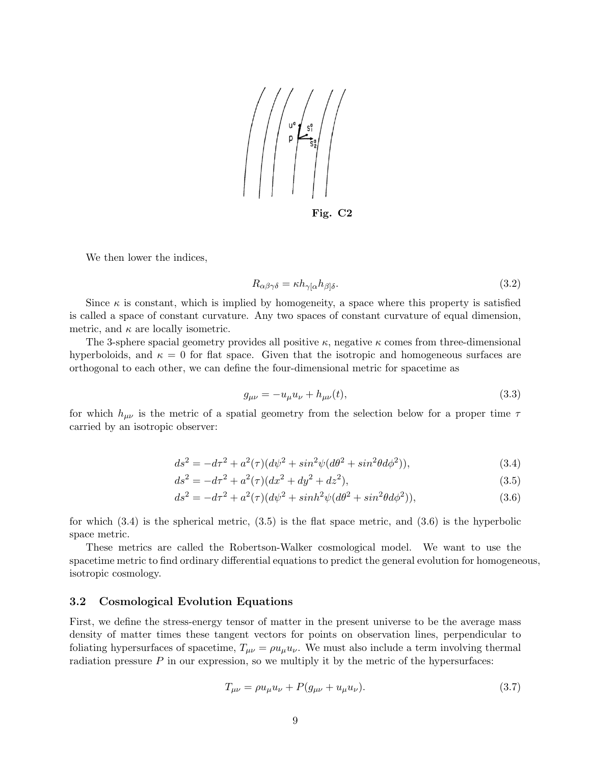Fig. C2

We then lower the indices,

$$R_{\alpha\beta\gamma\delta} = \kappa h_{\gamma[\alpha} h_{\beta]\delta}. \tag{3.2}$$

Since $\kappa$ is constant, which is implied by homogeneity, a space where this property is satisfied is called a space of constant curvature. Any two spaces of constant curvature of equal dimension, metric, and $\kappa$ are locally isometric.

The 3-sphere spacial geometry provides all positive $\kappa$, negative $\kappa$ comes from three-dimensional hyperboloids, and $\kappa = 0$ for flat space. Given that the isotropic and homogeneous surfaces are orthogonal to each other, we can define the four-dimensional metric for spacetime as

$$g_{\mu\nu} = -u_\mu u_\nu + h_{\mu\nu}(t), \tag{3.3}$$

for which $h_{\mu\nu}$ is the metric of a spatial geometry from the selection below for a proper time $\tau$ carried by an isotropic observer:

$$ds^2 = -d\tau^2 + a^2(\tau)(d\psi^2 + sin^2\psi(d\theta^2 + sin^2\theta d\phi^2)), \tag{3.4}$$

$$ds^2 = -d\tau^2 + a^2(\tau)(dx^2 + dy^2 + dz^2), \tag{3.5}$$

$$ds^2 = -d\tau^2 + a^2(\tau)(d\psi^2 + sinh^2\psi(d\theta^2 + sin^2\theta d\phi^2)), \tag{3.6}$$

for which (3.4) is the spherical metric, (3.5) is the flat space metric, and (3.6) is the hyperbolic space metric.

These metrics are called the Robertson-Walker cosmological model. We want to use the spacetime metric to find ordinary differential equations to predict the general evolution for homogeneous, isotropic cosmology.

### 3.2 Cosmological Evolution Equations

First, we define the stress-energy tensor of matter in the present universe to be the average mass density of matter times these tangent vectors for points on observation lines, perpendicular to foliating hypersurfaces of spacetime, $T_{\mu\nu} = \rho u_\mu u_\nu$. We must also include a term involving thermal radiation pressure $P$ in our expression, so we multiply it by the metric of the hypersurfaces:

$$T_{\mu\nu} = \rho u_\mu u_\nu + P(g_{\mu\nu} + u_\mu u_\nu). \tag{3.7}$$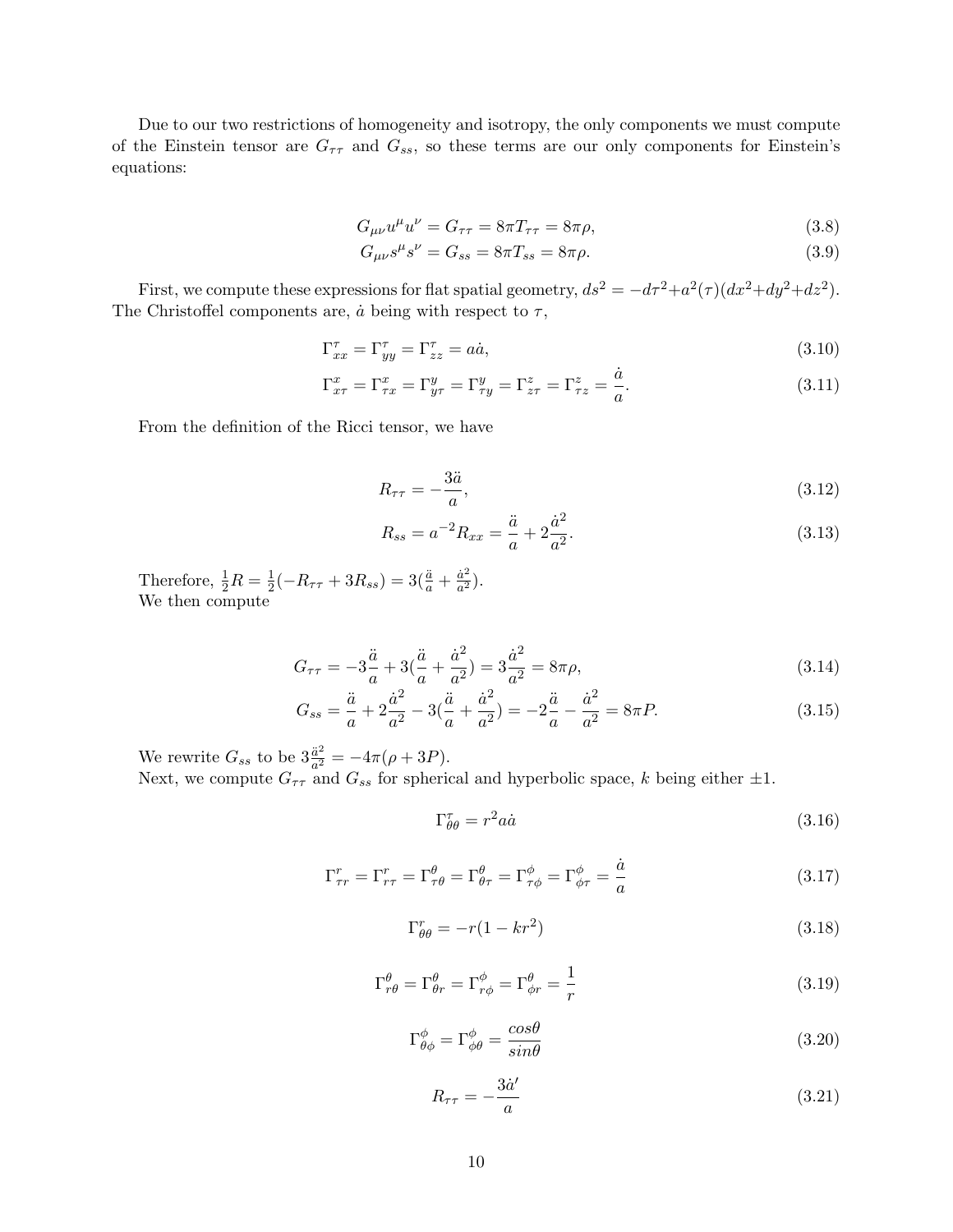Due to our two restrictions of homogeneity and isotropy, the only components we must compute of the Einstein tensor are $G_{\tau\tau}$ and $G_{ss}$, so these terms are our only components for Einstein's equations:

$$G_{\mu\nu}u^\mu u^\nu = G_{\tau\tau} = 8\pi T_{\tau\tau} = 8\pi\rho, \tag{3.8}$$

$$G_{\mu\nu}s^\mu s^\nu = G_{ss} = 8\pi T_{ss} = 8\pi\rho. \tag{3.9}$$

First, we compute these expressions for flat spatial geometry, $ds^2 = -d\tau^2 + a^2(\tau)(dx^2+dy^2+dz^2)$. The Christoffel components are, $\dot{a}$ being with respect to $\tau$,

$$\Gamma^\tau_{xx} = \Gamma^\tau_{yy} = \Gamma^\tau_{zz} = a\dot{a}, \tag{3.10}$$

$$\Gamma^x_{x\tau} = \Gamma^x_{\tau x} = \Gamma^y_{y\tau} = \Gamma^y_{\tau y} = \Gamma^z_{z\tau} = \Gamma^z_{\tau z} = \frac{\dot{a}}{a}. \tag{3.11}$$

From the definition of the Ricci tensor, we have

$$R_{\tau\tau} = -\frac{3\ddot{a}}{a}, \tag{3.12}$$

$$R_{ss} = a^{-2}R_{xx} = \frac{\ddot{a}}{a} + 2\frac{\dot{a}^2}{a^2}. \tag{3.13}$$

Therefore, $\frac{1}{2}R = \frac{1}{2}(-R_{\tau\tau} + 3R_{ss}) = 3(\frac{\ddot{a}}{a} + \frac{\dot{a}^2}{a^2})$.
We then compute

$$G_{\tau\tau} = -3\frac{\ddot{a}}{a} + 3(\frac{\ddot{a}}{a} + \frac{\dot{a}^2}{a^2}) = 3\frac{\dot{a}^2}{a^2} = 8\pi\rho, \tag{3.14}$$

$$G_{ss} = \frac{\ddot{a}}{a} + 2\frac{\dot{a}^2}{a^2} - 3(\frac{\ddot{a}}{a} + \frac{\dot{a}^2}{a^2}) = -2\frac{\ddot{a}}{a} - \frac{\dot{a}^2}{a^2} = 8\pi P. \tag{3.15}$$

We rewrite $G_{ss}$ to be $3\frac{\ddot{a}^2}{a^2} = -4\pi(\rho + 3P)$.
Next, we compute $G_{\tau\tau}$ and $G_{ss}$ for spherical and hyperbolic space, $k$ being either $\pm 1$.

$$\Gamma^\tau_{\theta\theta} = r^2 a\dot{a} \tag{3.16}$$

$$\Gamma^r_{\tau r} = \Gamma^r_{r\tau} = \Gamma^\theta_{\tau\theta} = \Gamma^\theta_{\theta\tau} = \Gamma^\phi_{\tau\phi} = \Gamma^\phi_{\phi\tau} = \frac{\dot{a}}{a} \tag{3.17}$$

$$\Gamma^r_{\theta\theta} = -r(1-kr^2) \tag{3.18}$$

$$\Gamma^\theta_{r\theta} = \Gamma^\theta_{\theta r} = \Gamma^\phi_{r\phi} = \Gamma^\theta_{\phi r} = \frac{1}{r} \tag{3.19}$$

$$\Gamma^\phi_{\theta\phi} = \Gamma^\phi_{\phi\theta} = \frac{cos\theta}{sin\theta} \tag{3.20}$$

$$R_{\tau\tau} = -\frac{3\dot{a}'}{a} \tag{3.21}$$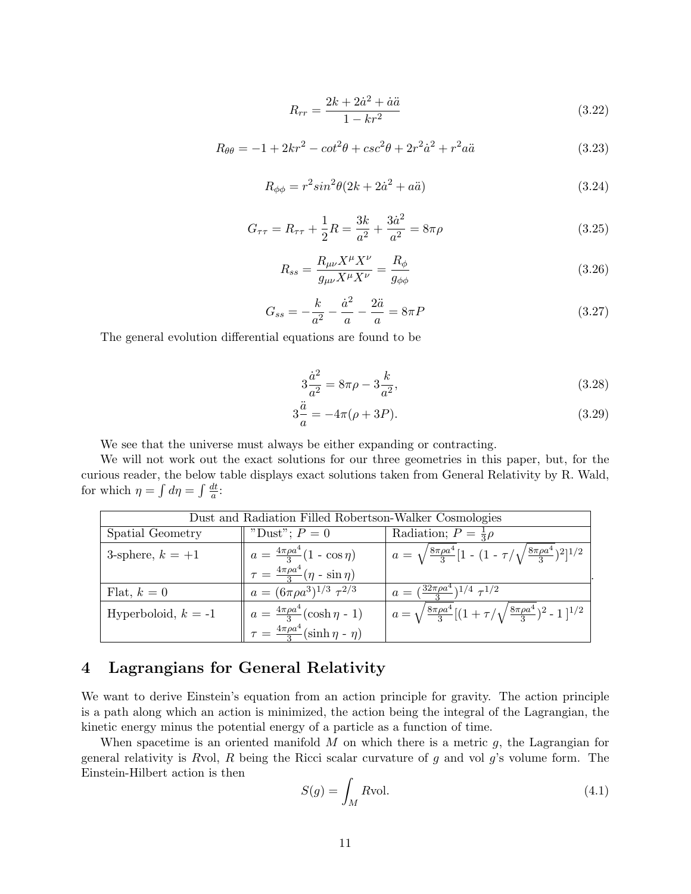$$R_{rr} = \frac{2k + 2\dot{a}^2 + \dot{a}\ddot{a}}{1 - kr^2} \tag{3.22}$$

$$R_{\theta\theta} = -1 + 2kr^2 - cot^2\theta + csc^2\theta + 2r^2\dot{a}^2 + r^2 a\ddot{a} \tag{3.23}$$

$$R_{\phi\phi} = r^2 sin^2\theta(2k + 2\dot{a}^2 + a\ddot{a}) \tag{3.24}$$

$$G_{\tau\tau} = R_{\tau\tau} + \frac{1}{2}R = \frac{3k}{a^2} + \frac{3\dot{a}^2}{a^2} = 8\pi\rho \tag{3.25}$$

$$R_{ss} = \frac{R_{\mu\nu}X^\mu X^\nu}{g_{\mu\nu}X^\mu X^\nu} = \frac{R_\phi}{g_{\phi\phi}} \tag{3.26}$$

$$G_{ss} = -\frac{k}{a^2} - \frac{\dot{a}^2}{a} - \frac{2\ddot{a}}{a} = 8\pi P \tag{3.27}$$

The general evolution differential equations are found to be

$$3\frac{\dot{a}^2}{a^2} = 8\pi\rho - 3\frac{k}{a^2}, \tag{3.28}$$

$$3\frac{\ddot{a}}{a} = -4\pi(\rho + 3P). \tag{3.29}$$

We see that the universe must always be either expanding or contracting.

We will not work out the exact solutions for our three geometries in this paper, but, for the curious reader, the below table displays exact solutions taken from General Relativity by R. Wald, for which $\eta = \int d\eta = \int \frac{dt}{a}$:

| Dust and Radiation Filled Robertson-Walker Cosmologies | | |
|---|---|---|
| Spatial Geometry | "Dust"; $P = 0$ | Radiation; $P = \frac{1}{3}\rho$ |
| 3-sphere, $k = +1$ | $a = \frac{4\pi\rho a^4}{3}(1 - \cos\eta)$ <br> $\tau = \frac{4\pi\rho a^4}{3}(\eta - \sin\eta)$ | $a = \sqrt{\frac{8\pi\rho a^4}{3}}[1 - (1 - \tau/\sqrt{\frac{8\pi\rho a^4}{3}})^2]^{1/2}$ |
| Flat, $k = 0$ | $a = (6\pi\rho a^3)^{1/3}\ \tau^{2/3}$ | $a = (\frac{32\pi\rho a^4}{3})^{1/4}\ \tau^{1/2}$ |
| Hyperboloid, $k$ = -1 | $a = \frac{4\pi\rho a^4}{3}(\cosh\eta - 1)$ <br> $\tau = \frac{4\pi\rho a^4}{3}(\sinh\eta - \eta)$ | $a = \sqrt{\frac{8\pi\rho a^4}{3}}[(1 + \tau/\sqrt{\frac{8\pi\rho a^4}{3}})^2 - 1]^{1/2}$ |

# 4 Lagrangians for General Relativity

We want to derive Einstein's equation from an action principle for gravity. The action principle is a path along which an action is minimized, the action being the integral of the Lagrangian, the kinetic energy minus the potential energy of a particle as a function of time.

When spacetime is an oriented manifold $M$ on which there is a metric $g$, the Lagrangian for general relativity is $R$vol, $R$ being the Ricci scalar curvature of $g$ and vol $g$'s volume form. The Einstein-Hilbert action is then

$$S(g) = \int_M R\text{vol}. \tag{4.1}$$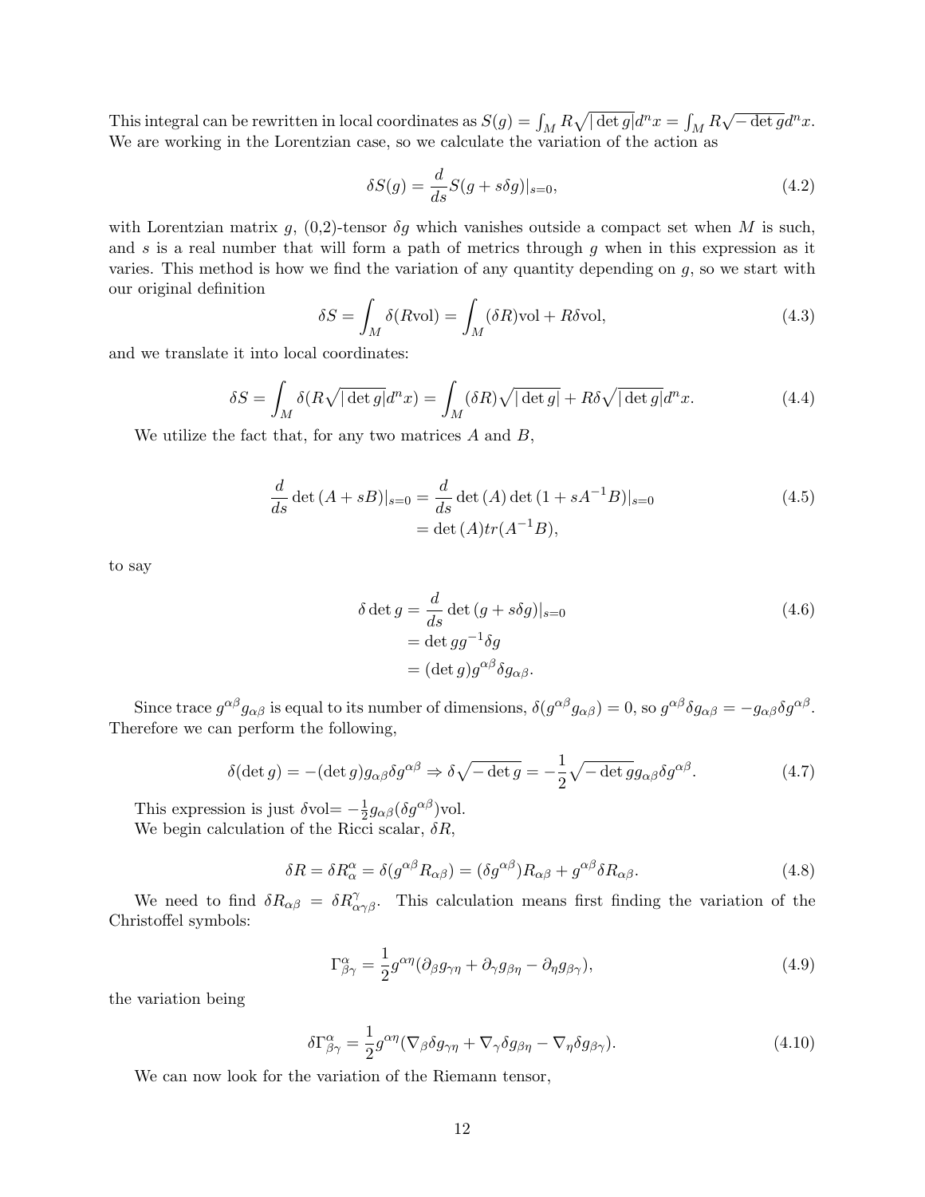This integral can be rewritten in local coordinates as $S(g) = \int_M R\sqrt{|\det g|}d^nx = \int_M R\sqrt{-\det g}d^nx$. We are working in the Lorentzian case, so we calculate the variation of the action as

$$\delta S(g) = \frac{d}{ds}S(g + s\delta g)|_{s=0}, \tag{4.2}$$

with Lorentzian matrix $g$, (0,2)-tensor $\delta g$ which vanishes outside a compact set when $M$ is such, and $s$ is a real number that will form a path of metrics through $g$ when in this expression as it varies. This method is how we find the variation of any quantity depending on $g$, so we start with our original definition

$$\delta S = \int_M \delta(R\text{vol}) = \int_M (\delta R)\text{vol} + R\delta\text{vol}, \tag{4.3}$$

and we translate it into local coordinates:

$$\delta S = \int_M \delta(R\sqrt{|\det g|}d^nx) = \int_M (\delta R)\sqrt{|\det g|} + R\delta\sqrt{|\det g|}d^nx. \tag{4.4}$$

We utilize the fact that, for any two matrices $A$ and $B$,

$$\begin{aligned}\frac{d}{ds}\det(A + sB)|_{s=0} &= \frac{d}{ds}\det(A)\det(1 + sA^{-1}B)|_{s=0} \\ &= \det(A)tr(A^{-1}B),\end{aligned} \tag{4.5}$$

to say

$$\begin{aligned}\delta \det g &= \frac{d}{ds}\det(g + s\delta g)|_{s=0} \\ &= \det g g^{-1}\delta g \\ &= (\det g)g^{\alpha\beta}\delta g_{\alpha\beta}.\end{aligned} \tag{4.6}$$

Since trace $g^{\alpha\beta}g_{\alpha\beta}$ is equal to its number of dimensions, $\delta(g^{\alpha\beta}g_{\alpha\beta}) = 0$, so $g^{\alpha\beta}\delta g_{\alpha\beta} = -g_{\alpha\beta}\delta g^{\alpha\beta}$. Therefore we can perform the following,

$$\delta(\det g) = -(\det g)g_{\alpha\beta}\delta g^{\alpha\beta} \Rightarrow \delta\sqrt{-\det g} = -\frac{1}{2}\sqrt{-\det g}g_{\alpha\beta}\delta g^{\alpha\beta}. \tag{4.7}$$

This expression is just $\delta$vol$= -\frac{1}{2}g_{\alpha\beta}(\delta g^{\alpha\beta})$vol.

We begin calculation of the Ricci scalar, $\delta R$,

$$\delta R = \delta R^{\alpha}_{\alpha} = \delta(g^{\alpha\beta}R_{\alpha\beta}) = (\delta g^{\alpha\beta})R_{\alpha\beta} + g^{\alpha\beta}\delta R_{\alpha\beta}. \tag{4.8}$$

We need to find $\delta R_{\alpha\beta} = \delta R^{\gamma}_{\alpha\gamma\beta}$. This calculation means first finding the variation of the Christoffel symbols:

$$\Gamma^{\alpha}_{\beta\gamma} = \frac{1}{2}g^{\alpha\eta}(\partial_\beta g_{\gamma\eta} + \partial_\gamma g_{\beta\eta} - \partial_\eta g_{\beta\gamma}), \tag{4.9}$$

the variation being

$$\delta\Gamma^{\alpha}_{\beta\gamma} = \frac{1}{2}g^{\alpha\eta}(\nabla_\beta\delta g_{\gamma\eta} + \nabla_\gamma\delta g_{\beta\eta} - \nabla_\eta\delta g_{\beta\gamma}). \tag{4.10}$$

We can now look for the variation of the Riemann tensor,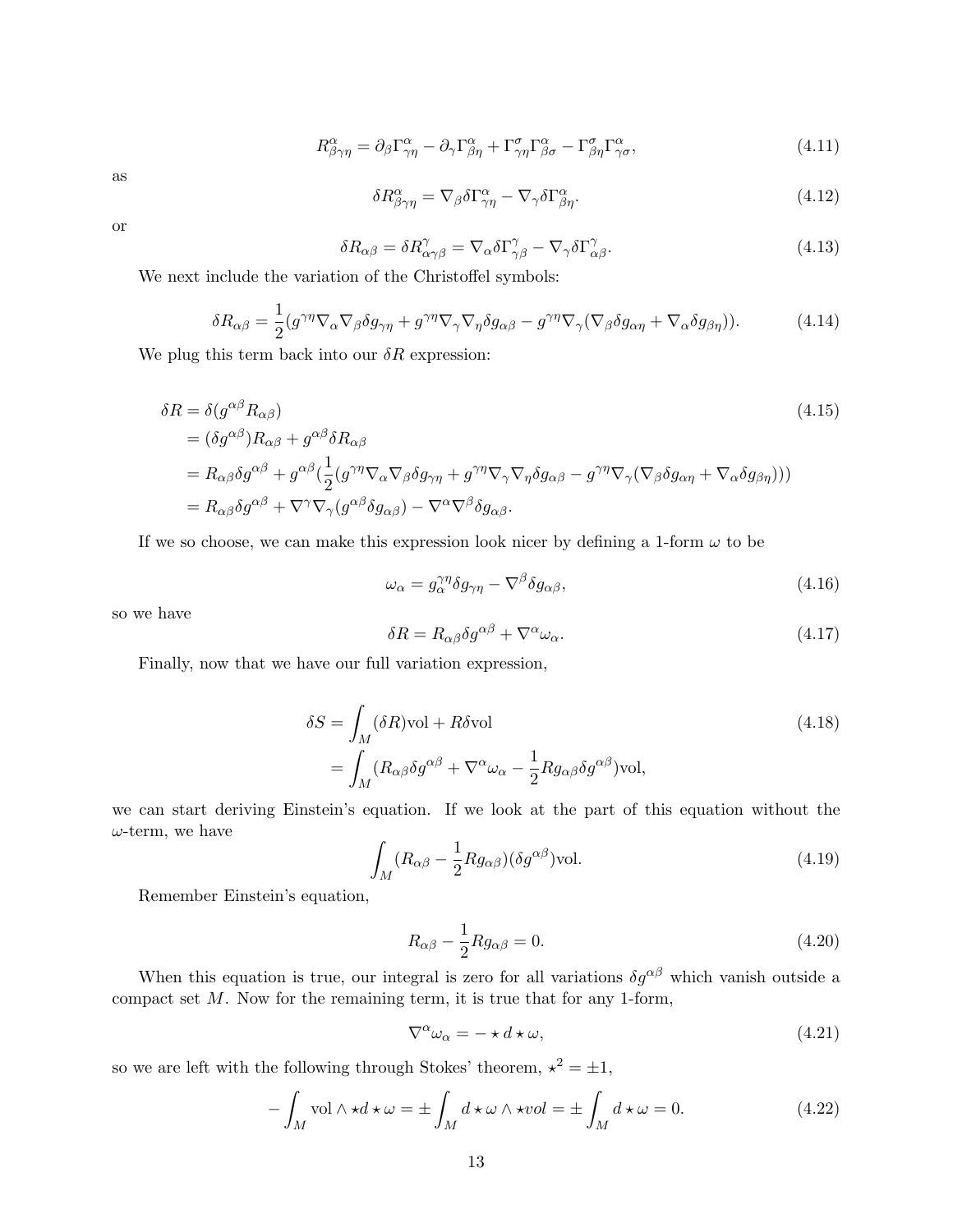$$R^{\alpha}_{\beta\gamma\eta} = \partial_{\beta}\Gamma^{\alpha}_{\gamma\eta} - \partial_{\gamma}\Gamma^{\alpha}_{\beta\eta} + \Gamma^{\sigma}_{\gamma\eta}\Gamma^{\alpha}_{\beta\sigma} - \Gamma^{\sigma}_{\beta\eta}\Gamma^{\alpha}_{\gamma\sigma}, \tag{4.11}$$

as

$$\delta R^{\alpha}_{\beta\gamma\eta} = \nabla_{\beta}\delta\Gamma^{\alpha}_{\gamma\eta} - \nabla_{\gamma}\delta\Gamma^{\alpha}_{\beta\eta}. \tag{4.12}$$

or

$$\delta R_{\alpha\beta} = \delta R^{\gamma}_{\alpha\gamma\beta} = \nabla_{\alpha}\delta\Gamma^{\gamma}_{\gamma\beta} - \nabla_{\gamma}\delta\Gamma^{\gamma}_{\alpha\beta}. \tag{4.13}$$

We next include the variation of the Christoffel symbols:

$$\delta R_{\alpha\beta} = \frac{1}{2}(g^{\gamma\eta}\nabla_{\alpha}\nabla_{\beta}\delta g_{\gamma\eta} + g^{\gamma\eta}\nabla_{\gamma}\nabla_{\eta}\delta g_{\alpha\beta} - g^{\gamma\eta}\nabla_{\gamma}(\nabla_{\beta}\delta g_{\alpha\eta} + \nabla_{\alpha}\delta g_{\beta\eta})). \tag{4.14}$$

We plug this term back into our $\delta R$ expression:

$$\begin{aligned}
\delta R &= \delta(g^{\alpha\beta}R_{\alpha\beta}) \\
&= (\delta g^{\alpha\beta})R_{\alpha\beta} + g^{\alpha\beta}\delta R_{\alpha\beta} \\
&= R_{\alpha\beta}\delta g^{\alpha\beta} + g^{\alpha\beta}(\frac{1}{2}(g^{\gamma\eta}\nabla_{\alpha}\nabla_{\beta}\delta g_{\gamma\eta} + g^{\gamma\eta}\nabla_{\gamma}\nabla_{\eta}\delta g_{\alpha\beta} - g^{\gamma\eta}\nabla_{\gamma}(\nabla_{\beta}\delta g_{\alpha\eta} + \nabla_{\alpha}\delta g_{\beta\eta}))) \\
&= R_{\alpha\beta}\delta g^{\alpha\beta} + \nabla^{\gamma}\nabla_{\gamma}(g^{\alpha\beta}\delta g_{\alpha\beta}) - \nabla^{\alpha}\nabla^{\beta}\delta g_{\alpha\beta}.
\end{aligned} \tag{4.15}$$

If we so choose, we can make this expression look nicer by defining a 1-form $\omega$ to be

$$\omega_{\alpha} = g^{\gamma\eta}_{\alpha}\delta g_{\gamma\eta} - \nabla^{\beta}\delta g_{\alpha\beta}, \tag{4.16}$$

so we have

$$\delta R = R_{\alpha\beta}\delta g^{\alpha\beta} + \nabla^{\alpha}\omega_{\alpha}. \tag{4.17}$$

Finally, now that we have our full variation expression,

$$\begin{aligned}
\delta S &= \int_M (\delta R)\text{vol} + R\delta\text{vol} \\
&= \int_M (R_{\alpha\beta}\delta g^{\alpha\beta} + \nabla^{\alpha}\omega_{\alpha} - \frac{1}{2}Rg_{\alpha\beta}\delta g^{\alpha\beta})\text{vol},
\end{aligned} \tag{4.18}$$

we can start deriving Einstein's equation. If we look at the part of this equation without the $\omega$-term, we have

$$\int_M (R_{\alpha\beta} - \frac{1}{2}Rg_{\alpha\beta})(\delta g^{\alpha\beta})\text{vol}. \tag{4.19}$$

Remember Einstein's equation,

$$R_{\alpha\beta} - \frac{1}{2}Rg_{\alpha\beta} = 0. \tag{4.20}$$

When this equation is true, our integral is zero for all variations $\delta g^{\alpha\beta}$ which vanish outside a compact set $M$. Now for the remaining term, it is true that for any 1-form,

$$\nabla^{\alpha}\omega_{\alpha} = - \star d \star \omega, \tag{4.21}$$

so we are left with the following through Stokes' theorem, $\star^2 = \pm 1$,

$$-\int_M \text{vol} \wedge \star d \star \omega = \pm \int_M d \star \omega \wedge \star vol = \pm \int_M d \star \omega = 0. \tag{4.22}$$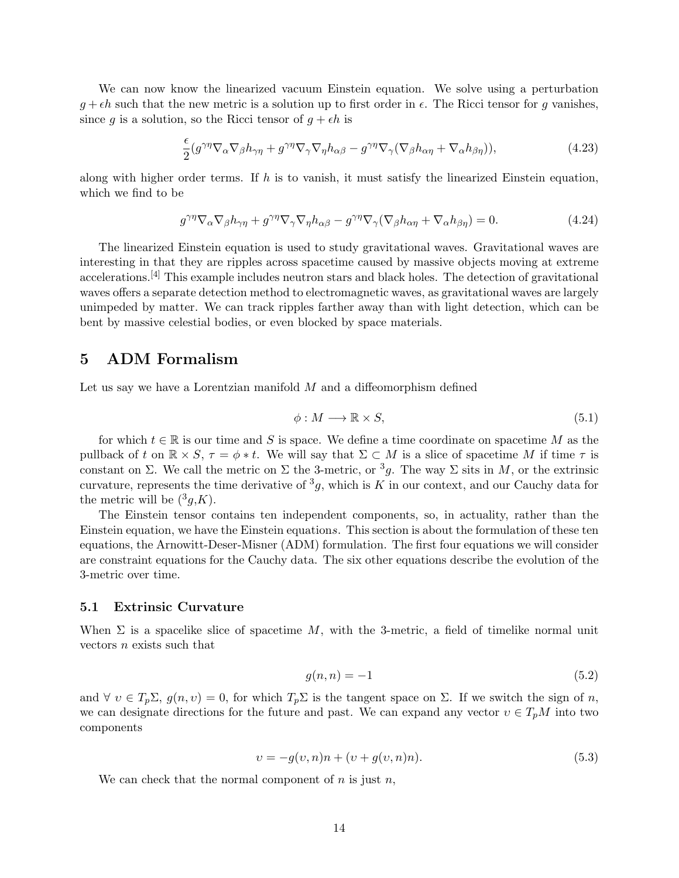We can now know the linearized vacuum Einstein equation. We solve using a perturbation $g + \epsilon h$ such that the new metric is a solution up to first order in $\epsilon$. The Ricci tensor for $g$ vanishes, since $g$ is a solution, so the Ricci tensor of $g + \epsilon h$ is

$$\frac{\epsilon}{2}(g^{\gamma\eta}\nabla_\alpha\nabla_\beta h_{\gamma\eta} + g^{\gamma\eta}\nabla_\gamma\nabla_\eta h_{\alpha\beta} - g^{\gamma\eta}\nabla_\gamma(\nabla_\beta h_{\alpha\eta} + \nabla_\alpha h_{\beta\eta})), \tag{4.23}$$

along with higher order terms. If $h$ is to vanish, it must satisfy the linearized Einstein equation, which we find to be

$$g^{\gamma\eta}\nabla_\alpha\nabla_\beta h_{\gamma\eta} + g^{\gamma\eta}\nabla_\gamma\nabla_\eta h_{\alpha\beta} - g^{\gamma\eta}\nabla_\gamma(\nabla_\beta h_{\alpha\eta} + \nabla_\alpha h_{\beta\eta}) = 0. \tag{4.24}$$

The linearized Einstein equation is used to study gravitational waves. Gravitational waves are interesting in that they are ripples across spacetime caused by massive objects moving at extreme accelerations.[4] This example includes neutron stars and black holes. The detection of gravitational waves offers a separate detection method to electromagnetic waves, as gravitational waves are largely unimpeded by matter. We can track ripples farther away than with light detection, which can be bent by massive celestial bodies, or even blocked by space materials.

# 5 ADM Formalism

Let us say we have a Lorentzian manifold $M$ and a diffeomorphism defined

$$\phi : M \longrightarrow \mathbb{R} \times S, \tag{5.1}$$

for which $t \in \mathbb{R}$ is our time and $S$ is space. We define a time coordinate on spacetime $M$ as the pullback of $t$ on $\mathbb{R} \times S$, $\tau = \phi * t$. We will say that $\Sigma \subset M$ is a slice of spacetime $M$ if time $\tau$ is constant on $\Sigma$. We call the metric on $\Sigma$ the 3-metric, or ${}^3g$. The way $\Sigma$ sits in $M$, or the extrinsic curvature, represents the time derivative of ${}^3g$, which is $K$ in our context, and our Cauchy data for the metric will be (${}^3g$,$K$).

The Einstein tensor contains ten independent components, so, in actuality, rather than the Einstein equation, we have the Einstein equation*s*. This section is about the formulation of these ten equations, the Arnowitt-Deser-Misner (ADM) formulation. The first four equations we will consider are constraint equations for the Cauchy data. The six other equations describe the evolution of the 3-metric over time.

## 5.1 Extrinsic Curvature

When $\Sigma$ is a spacelike slice of spacetime $M$, with the 3-metric, a field of timelike normal unit vectors $n$ exists such that

$$g(n, n) = -1 \tag{5.2}$$

and $\forall\ \upsilon \in T_p\Sigma$, $g(n, \upsilon) = 0$, for which $T_p\Sigma$ is the tangent space on $\Sigma$. If we switch the sign of $n$, we can designate directions for the future and past. We can expand any vector $\upsilon \in T_pM$ into two components

$$\upsilon = -g(\upsilon, n)n + (\upsilon + g(\upsilon, n)n). \tag{5.3}$$

We can check that the normal component of $n$ is just $n$,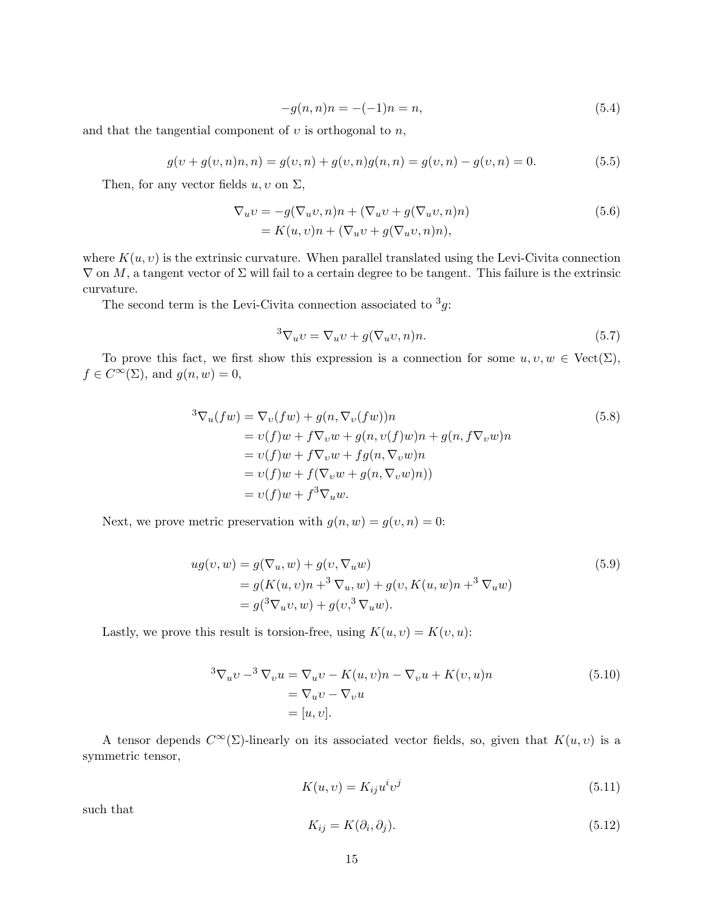$$-g(n,n)n = -(-1)n = n, \tag{5.4}$$

and that the tangential component of $v$ is orthogonal to $n$,

$$g(v + g(v,n)n, n) = g(v,n) + g(v,n)g(n,n) = g(v,n) - g(v,n) = 0. \tag{5.5}$$

Then, for any vector fields $u, v$ on $\Sigma$,

$$\begin{aligned}\nabla_u v &= -g(\nabla_u v, n)n + (\nabla_u v + g(\nabla_u v, n)n) \\ &= K(u,v)n + (\nabla_u v + g(\nabla_u v, n)n),\end{aligned} \tag{5.6}$$

where $K(u,v)$ is the extrinsic curvature. When parallel translated using the Levi-Civita connection $\nabla$ on $M$, a tangent vector of $\Sigma$ will fail to a certain degree to be tangent. This failure is the extrinsic curvature.

The second term is the Levi-Civita connection associated to ${}^3g$:

$${}^3\nabla_u v = \nabla_u v + g(\nabla_u v, n)n. \tag{5.7}$$

To prove this fact, we first show this expression is a connection for some $u, v, w \in \text{Vect}(\Sigma)$, $f \in C^\infty(\Sigma)$, and $g(n,w) = 0$,

$$\begin{aligned}{}^3\nabla_u(fw) &= \nabla_v(fw) + g(n, \nabla_v(fw))n \\ &= v(f)w + f\nabla_v w + g(n, v(f)w)n + g(n, f\nabla_v w)n \\ &= v(f)w + f\nabla_v w + fg(n, \nabla_v w)n \\ &= v(f)w + f(\nabla_v w + g(n, \nabla_v w)n)) \\ &= v(f)w + f{}^3\nabla_u w.\end{aligned} \tag{5.8}$$

Next, we prove metric preservation with $g(n,w) = g(v,n) = 0$:

$$\begin{aligned}ug(v,w) &= g(\nabla_u, w) + g(v, \nabla_u w) \\ &= g(K(u,v)n + {}^3\nabla_u, w) + g(v, K(u,w)n + {}^3\nabla_u w) \\ &= g({}^3\nabla_u v, w) + g(v, {}^3\nabla_u w).\end{aligned} \tag{5.9}$$

Lastly, we prove this result is torsion-free, using $K(u,v) = K(v,u)$:

$$\begin{aligned}{}^3\nabla_u v - {}^3\nabla_v u &= \nabla_u v - K(u,v)n - \nabla_v u + K(v,u)n \\ &= \nabla_u v - \nabla_v u \\ &= [u,v].\end{aligned} \tag{5.10}$$

A tensor depends $C^\infty(\Sigma)$-linearly on its associated vector fields, so, given that $K(u,v)$ is a symmetric tensor,

$$K(u,v) = K_{ij}u^i v^j \tag{5.11}$$

such that

$$K_{ij} = K(\partial_i, \partial_j). \tag{5.12}$$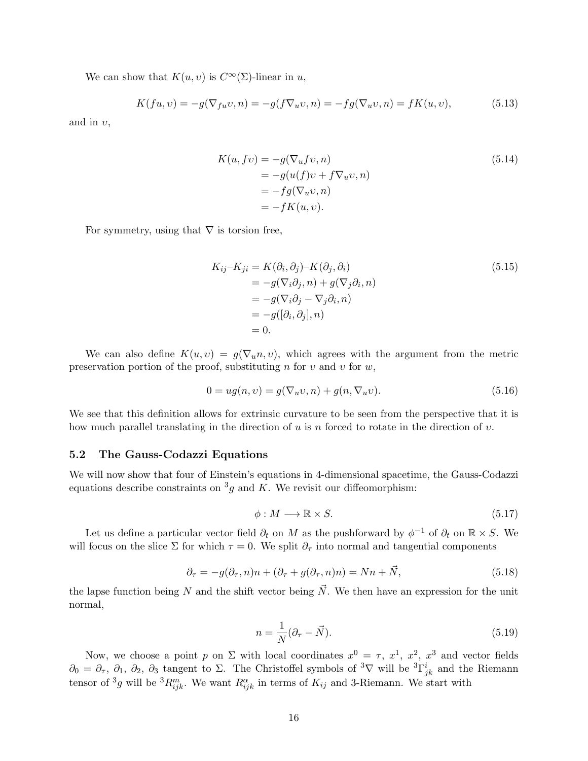We can show that $K(u, v)$ is $C^\infty(\Sigma)$-linear in $u$,

$$K(fu, v) = -g(\nabla_{fu} v, n) = -g(f\nabla_u v, n) = -fg(\nabla_u v, n) = fK(u, v), \tag{5.13}$$

and in $v$,

$$\begin{aligned} K(u, fv) &= -g(\nabla_u fv, n) \\ &= -g(u(f)v + f\nabla_u v, n) \\ &= -fg(\nabla_u v, n) \\ &= -fK(u, v). \end{aligned} \tag{5.14}$$

For symmetry, using that $\nabla$ is torsion free,

$$\begin{aligned} K_{ij} – K_{ji} &= K(\partial_i, \partial_j) – K(\partial_j, \partial_i) \\ &= -g(\nabla_i \partial_j, n) + g(\nabla_j \partial_i, n) \\ &= -g(\nabla_i \partial_j - \nabla_j \partial_i, n) \\ &= -g([\partial_i, \partial_j], n) \\ &= 0. \end{aligned} \tag{5.15}$$

We can also define $K(u, v) = g(\nabla_u n, v)$, which agrees with the argument from the metric preservation portion of the proof, substituting $n$ for $v$ and $v$ for $w$,

$$0 = ug(n, v) = g(\nabla_u v, n) + g(n, \nabla_u v). \tag{5.16}$$

We see that this definition allows for extrinsic curvature to be seen from the perspective that it is how much parallel translating in the direction of $u$ is $n$ forced to rotate in the direction of $v$.

### 5.2 The Gauss-Codazzi Equations

We will now show that four of Einstein's equations in 4-dimensional spacetime, the Gauss-Codazzi equations describe constraints on ${}^3g$ and $K$. We revisit our diffeomorphism:

$$\phi : M \longrightarrow \mathbb{R} \times S. \tag{5.17}$$

Let us define a particular vector field $\partial_t$ on $M$ as the pushforward by $\phi^{-1}$ of $\partial_t$ on $\mathbb{R} \times S$. We will focus on the slice $\Sigma$ for which $\tau = 0$. We split $\partial_\tau$ into normal and tangential components

$$\partial_\tau = -g(\partial_\tau, n)n + (\partial_\tau + g(\partial_\tau, n)n) = Nn + \vec{N}, \tag{5.18}$$

the lapse function being $N$ and the shift vector being $\vec{N}$. We then have an expression for the unit normal,

$$n = \frac{1}{N}(\partial_\tau - \vec{N}). \tag{5.19}$$

Now, we choose a point $p$ on $\Sigma$ with local coordinates $x^0 = \tau$, $x^1$, $x^2$, $x^3$ and vector fields $\partial_0 = \partial_\tau$, $\partial_1$, $\partial_2$, $\partial_3$ tangent to $\Sigma$. The Christoffel symbols of ${}^3\nabla$ will be ${}^3\Gamma^i_{jk}$ and the Riemann tensor of ${}^3g$ will be ${}^3R^m_{ijk}$. We want $R^\alpha_{ijk}$ in terms of $K_{ij}$ and 3-Riemann. We start with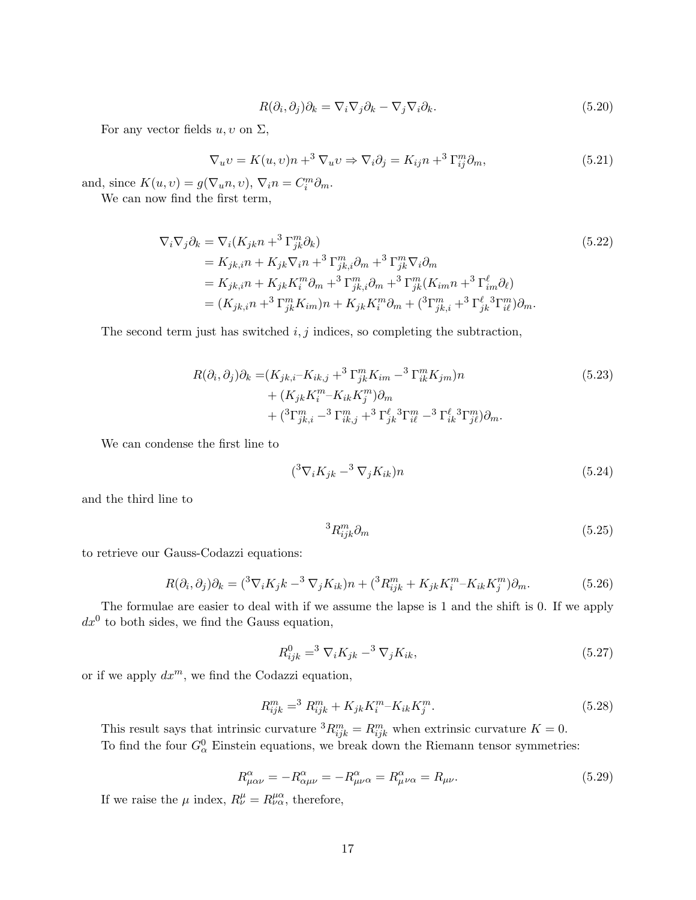$$R(\partial_i, \partial_j)\partial_k = \nabla_i \nabla_j \partial_k - \nabla_j \nabla_i \partial_k. \tag{5.20}$$

For any vector fields $u, \upsilon$ on $\Sigma$,

$$\nabla_u \upsilon = K(u, \upsilon)n +^3 \nabla_u \upsilon \Rightarrow \nabla_i \partial_j = K_{ij} n +^3 \Gamma^m_{ij} \partial_m, \tag{5.21}$$

and, since $K(u, \upsilon) = g(\nabla_u n, \upsilon)$, $\nabla_i n = C^m_i \partial_m$.

We can now find the first term,

$$\begin{aligned}
\nabla_i \nabla_j \partial_k &= \nabla_i (K_{jk} n +^3 \Gamma^m_{jk} \partial_k) \\
&= K_{jk,i} n + K_{jk} \nabla_i n +^3 \Gamma^m_{jk,i} \partial_m +^3 \Gamma^m_{jk} \nabla_i \partial_m \\
&= K_{jk,i} n + K_{jk} K^m_i \partial_m +^3 \Gamma^m_{jk,i} \partial_m +^3 \Gamma^m_{jk} (K_{im} n +^3 \Gamma^\ell_{im} \partial_\ell) \\
&= (K_{jk,i} n +^3 \Gamma^m_{jk} K_{im}) n + K_{jk} K^m_i \partial_m + (^3\Gamma^m_{jk,i} +^3 \Gamma^\ell_{jk} {}^3\Gamma^m_{i\ell}) \partial_m.
\end{aligned} \tag{5.22}$$

The second term just has switched $i, j$ indices, so completing the subtraction,

$$\begin{aligned}
R(\partial_i, \partial_j)\partial_k =& (K_{jk,i} - K_{ik,j} +^3 \Gamma^m_{jk} K_{im} -^3 \Gamma^m_{ik} K_{jm}) n \\
&+ (K_{jk} K^m_i - K_{ik} K^m_j) \partial_m \\
&+ (^3\Gamma^m_{jk,i} -^3 \Gamma^m_{ik,j} +^3 \Gamma^\ell_{jk} {}^3\Gamma^m_{i\ell} -^3 \Gamma^\ell_{ik} {}^3\Gamma^m_{j\ell}) \partial_m.
\end{aligned} \tag{5.23}$$

We can condense the first line to

$$(^3\nabla_i K_{jk} -^3 \nabla_j K_{ik}) n \tag{5.24}$$

and the third line to

$${}^3R^m_{ijk} \partial_m \tag{5.25}$$

to retrieve our Gauss-Codazzi equations:

$$R(\partial_i, \partial_j)\partial_k = (^3\nabla_i K_j k -^3 \nabla_j K_{ik}) n + (^3R^m_{ijk} + K_{jk} K^m_i - K_{ik} K^m_j) \partial_m. \tag{5.26}$$

The formulae are easier to deal with if we assume the lapse is 1 and the shift is 0. If we apply $dx^0$ to both sides, we find the Gauss equation,

$$R^0_{ijk} =^3 \nabla_i K_{jk} -^3 \nabla_j K_{ik}, \tag{5.27}$$

or if we apply $dx^m$, we find the Codazzi equation,

$$R^m_{ijk} =^3 R^m_{ijk} + K_{jk} K^m_i - K_{ik} K^m_j. \tag{5.28}$$

This result says that intrinsic curvature ${}^3R^m_{ijk} = R^m_{ijk}$ when extrinsic curvature $K = 0$.

To find the four $G^0_\alpha$ Einstein equations, we break down the Riemann tensor symmetries:

$$R^\alpha_{\mu\alpha\nu} = -R^\alpha_{\alpha\mu\nu} = -R^\alpha_{\mu\nu\alpha} = R^\alpha_{\mu\nu\alpha} = R_{\mu\nu}. \tag{5.29}$$

If we raise the $\mu$ index, $R^\mu_\nu = R^{\mu\alpha}_{\nu\alpha}$, therefore,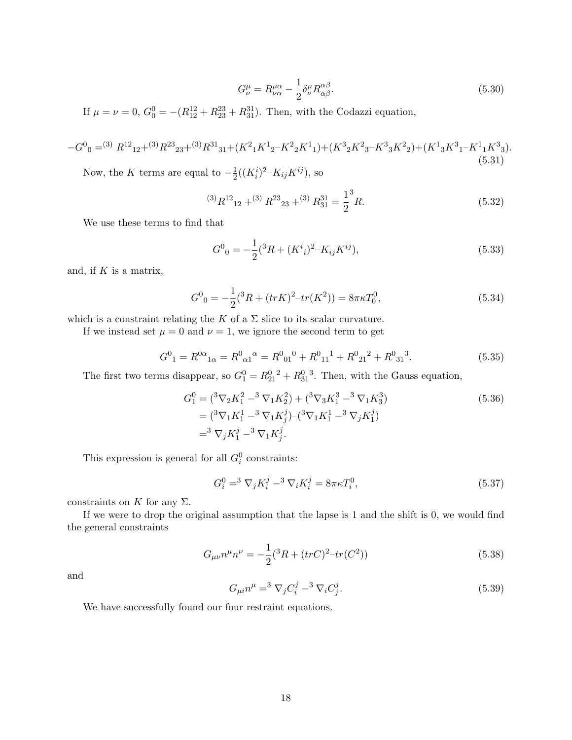$$G^{\mu}_{\nu} = R^{\mu\alpha}_{\nu\alpha} - \frac{1}{2}\delta^{\mu}_{\nu} R^{\alpha\beta}_{\alpha\beta}. \tag{5.30}$$

If $\mu = \nu = 0$, $G^0_0 = -(R^{12}_{12} + R^{23}_{23} + R^{31}_{31})$. Then, with the Codazzi equation,

$$-G^0{}_0 = ^{(3)}R^{12}{}_{12} + ^{(3)}R^{23}{}_{23} + ^{(3)}R^{31}{}_{31} + (K^2{}_1 K^1{}_2 - K^2{}_2 K^1{}_1) + (K^3{}_2 K^2{}_3 - K^3{}_3 K^2{}_2) + (K^1{}_3 K^3{}_1 - K^1{}_1 K^3{}_3). \tag{5.31}$$

Now, the $K$ terms are equal to $-\frac{1}{2}((K^i_i)^2 - K_{ij}K^{ij})$, so

$$^{(3)}R^{12}{}_{12} + ^{(3)}R^{23}{}_{23} + ^{(3)}R^{31}_{31} = \frac{1}{2}{}^3R. \tag{5.32}$$

We use these terms to find that

$$G^0{}_0 = -\frac{1}{2}({}^3R + (K^i{}_i)^2 - K_{ij}K^{ij}), \tag{5.33}$$

and, if $K$ is a matrix,

$$G^0{}_0 = -\frac{1}{2}({}^3R + (trK)^2 - tr(K^2)) = 8\pi\kappa T^0_0, \tag{5.34}$$

which is a constraint relating the $K$ of a $\Sigma$ slice to its scalar curvature.

If we instead set $\mu = 0$ and $\nu = 1$, we ignore the second term to get

$$G^0{}_1 = R^{0\alpha}{}_{1\alpha} = R^0{}_{\alpha 1}{}^{\alpha} = R^0{}_{01}{}^0 + R^0{}_{11}{}^1 + R^0{}_{21}{}^2 + R^0{}_{31}{}^3. \tag{5.35}$$

The first two terms disappear, so $G^0_1 = R^0_{21}{}^2 + R^0_{31}{}^3$. Then, with the Gauss equation,

$$\begin{aligned} G^0_1 &= ({}^3\nabla_2 K^2_1 - {}^3\nabla_1 K^2_2) + ({}^3\nabla_3 K^3_1 - {}^3\nabla_1 K^3_3) \\ &= ({}^3\nabla_1 K^1_1 - {}^3\nabla_1 K^j_j) - ({}^3\nabla_1 K^1_1 - {}^3\nabla_j K^j_1) \\ &= {}^3\nabla_j K^j_1 - {}^3\nabla_1 K^j_j. \end{aligned} \tag{5.36}$$

This expression is general for all $G^0_i$ constraints:

$$G^0_i = {}^3\nabla_j K^j_i - {}^3\nabla_i K^j_i = 8\pi\kappa T^0_i, \tag{5.37}$$

constraints on $K$ for any $\Sigma$.

If we were to drop the original assumption that the lapse is 1 and the shift is 0, we would find the general constraints

$$G_{\mu\nu}n^{\mu}n^{\nu} = -\frac{1}{2}({}^3R + (trC)^2 - tr(C^2)) \tag{5.38}$$

and

$$G_{\mu i}n^{\mu} = {}^3\nabla_j C^j_i - {}^3\nabla_i C^j_j. \tag{5.39}$$

We have successfully found our four restraint equations.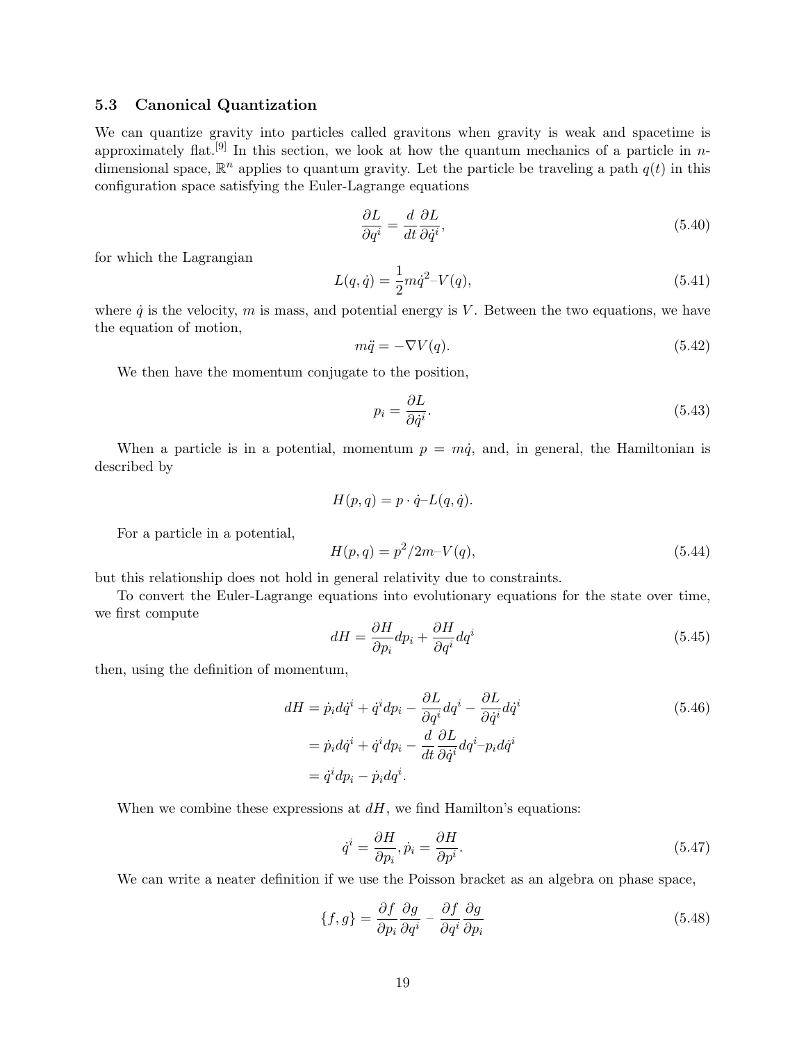### 5.3 Canonical Quantization

We can quantize gravity into particles called gravitons when gravity is weak and spacetime is approximately flat.[9] In this section, we look at how the quantum mechanics of a particle in $n$-dimensional space, $\mathbb{R}^n$ applies to quantum gravity. Let the particle be traveling a path $q(t)$ in this configuration space satisfying the Euler-Lagrange equations

$$\frac{\partial L}{\partial q^i} = \frac{d}{dt}\frac{\partial L}{\partial \dot{q}^i}, \tag{5.40}$$

for which the Lagrangian

$$L(q, \dot{q}) = \frac{1}{2}m\dot{q}^2 – V(q), \tag{5.41}$$

where $\dot{q}$ is the velocity, $m$ is mass, and potential energy is $V$. Between the two equations, we have the equation of motion,

$$m\ddot{q} = -\nabla V(q). \tag{5.42}$$

We then have the momentum conjugate to the position,

$$p_i = \frac{\partial L}{\partial \dot{q}^i}. \tag{5.43}$$

When a particle is in a potential, momentum $p = m\dot{q}$, and, in general, the Hamiltonian is described by

$$H(p, q) = p \cdot \dot{q} – L(q, \dot{q}).$$

For a particle in a potential,

$$H(p, q) = p^2/2m – V(q), \tag{5.44}$$

but this relationship does not hold in general relativity due to constraints.

To convert the Euler-Lagrange equations into evolutionary equations for the state over time, we first compute

$$dH = \frac{\partial H}{\partial p_i}dp_i + \frac{\partial H}{\partial q^i}dq^i \tag{5.45}$$

then, using the definition of momentum,

$$\begin{aligned} dH &= \dot{p}_i d\dot{q}^i + \dot{q}^i dp_i - \frac{\partial L}{\partial q^i}dq^i - \frac{\partial L}{\partial \dot{q}^i}d\dot{q}^i \\ &= \dot{p}_i d\dot{q}^i + \dot{q}^i dp_i - \frac{d}{dt}\frac{\partial L}{\partial \dot{q}^i}dq^i – p_i d\dot{q}^i \\ &= \dot{q}^i dp_i - \dot{p}_i dq^i. \end{aligned} \tag{5.46}$$

When we combine these expressions at $dH$, we find Hamilton's equations:

$$\dot{q}^i = \frac{\partial H}{\partial p_i}, \dot{p}_i = \frac{\partial H}{\partial p^i}. \tag{5.47}$$

We can write a neater definition if we use the Poisson bracket as an algebra on phase space,

$$\{f, g\} = \frac{\partial f}{\partial p_i}\frac{\partial g}{\partial q^i} – \frac{\partial f}{\partial q^i}\frac{\partial g}{\partial p_i} \tag{5.48}$$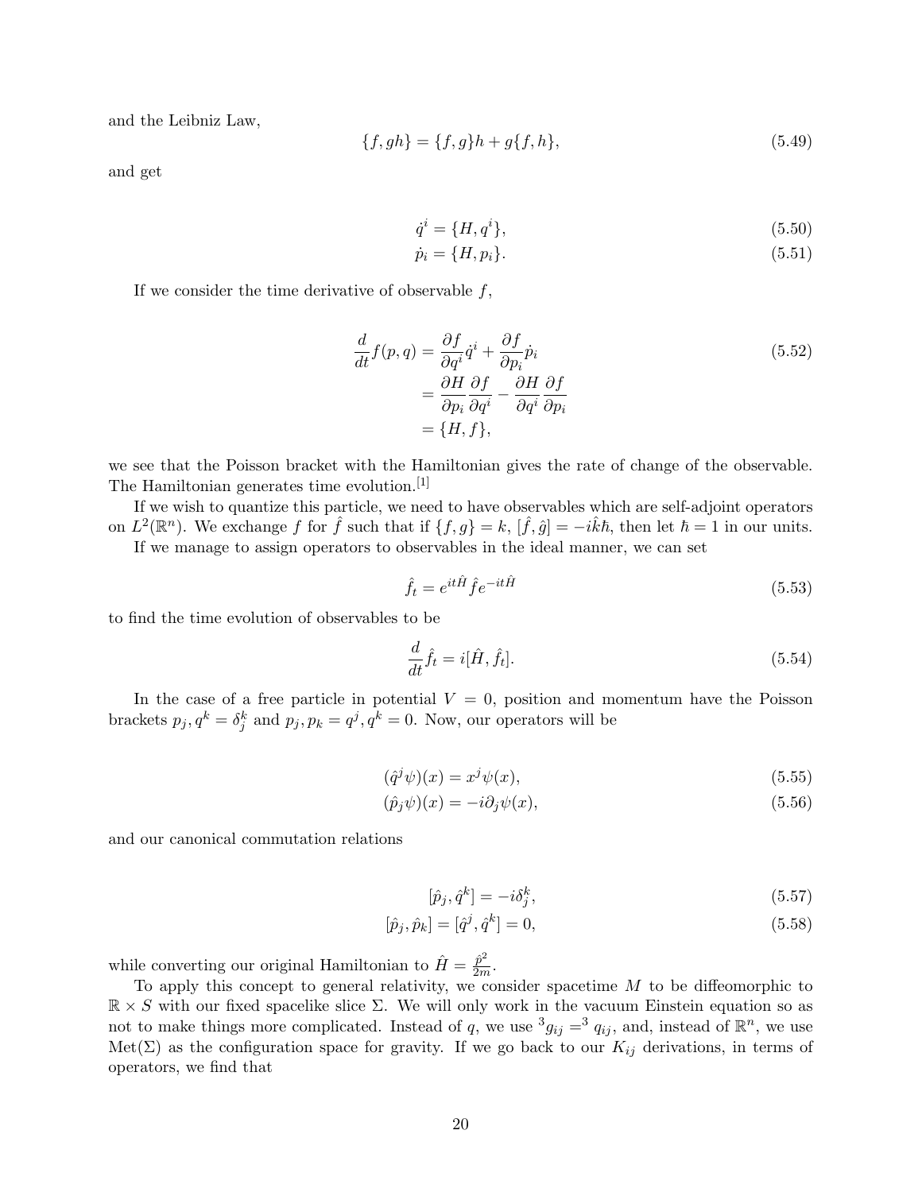and the Leibniz Law,

$$\{f, gh\} = \{f, g\}h + g\{f, h\}, \tag{5.49}$$

and get

$$\dot{q}^i = \{H, q^i\}, \tag{5.50}$$

$$\dot{p}_i = \{H, p_i\}. \tag{5.51}$$

If we consider the time derivative of observable $f$,

$$\begin{aligned}\frac{d}{dt}f(p,q) &= \frac{\partial f}{\partial q^i}\dot{q}^i + \frac{\partial f}{\partial p_i}\dot{p}_i \\ &= \frac{\partial H}{\partial p_i}\frac{\partial f}{\partial q^i} - \frac{\partial H}{\partial q^i}\frac{\partial f}{\partial p_i} \\ &= \{H, f\},\end{aligned} \tag{5.52}$$

we see that the Poisson bracket with the Hamiltonian gives the rate of change of the observable. The Hamiltonian generates time evolution.[1]

If we wish to quantize this particle, we need to have observables which are self-adjoint operators on $L^2(\mathbb{R}^n)$. We exchange $f$ for $\hat{f}$ such that if $\{f, g\} = k$, $[\hat{f}, \hat{g}] = -i\hat{k}\hbar$, then let $\hbar = 1$ in our units.

If we manage to assign operators to observables in the ideal manner, we can set

$$\hat{f}_t = e^{it\hat{H}}\hat{f}e^{-it\hat{H}} \tag{5.53}$$

to find the time evolution of observables to be

$$\frac{d}{dt}\hat{f}_t = i[\hat{H}, \hat{f}_t]. \tag{5.54}$$

In the case of a free particle in potential $V = 0$, position and momentum have the Poisson brackets $p_j, q^k = \delta^k_j$ and $p_j, p_k = q^j, q^k = 0$. Now, our operators will be

$$(\hat{q}^j\psi)(x) = x^j\psi(x), \tag{5.55}$$

$$(\hat{p}_j\psi)(x) = -i\partial_j\psi(x), \tag{5.56}$$

and our canonical commutation relations

$$[\hat{p}_j, \hat{q}^k] = -i\delta^k_j, \tag{5.57}$$

$$[\hat{p}_j, \hat{p}_k] = [\hat{q}^j, \hat{q}^k] = 0, \tag{5.58}$$

while converting our original Hamiltonian to $\hat{H} = \frac{\hat{p}^2}{2m}$.

To apply this concept to general relativity, we consider spacetime $M$ to be diffeomorphic to $\mathbb{R} \times S$ with our fixed spacelike slice $\Sigma$. We will only work in the vacuum Einstein equation so as not to make things more complicated. Instead of $q$, we use ${}^3g_{ij} = {}^3q_{ij}$, and, instead of $\mathbb{R}^n$, we use $\text{Met}(\Sigma)$ as the configuration space for gravity. If we go back to our $K_{ij}$ derivations, in terms of operators, we find that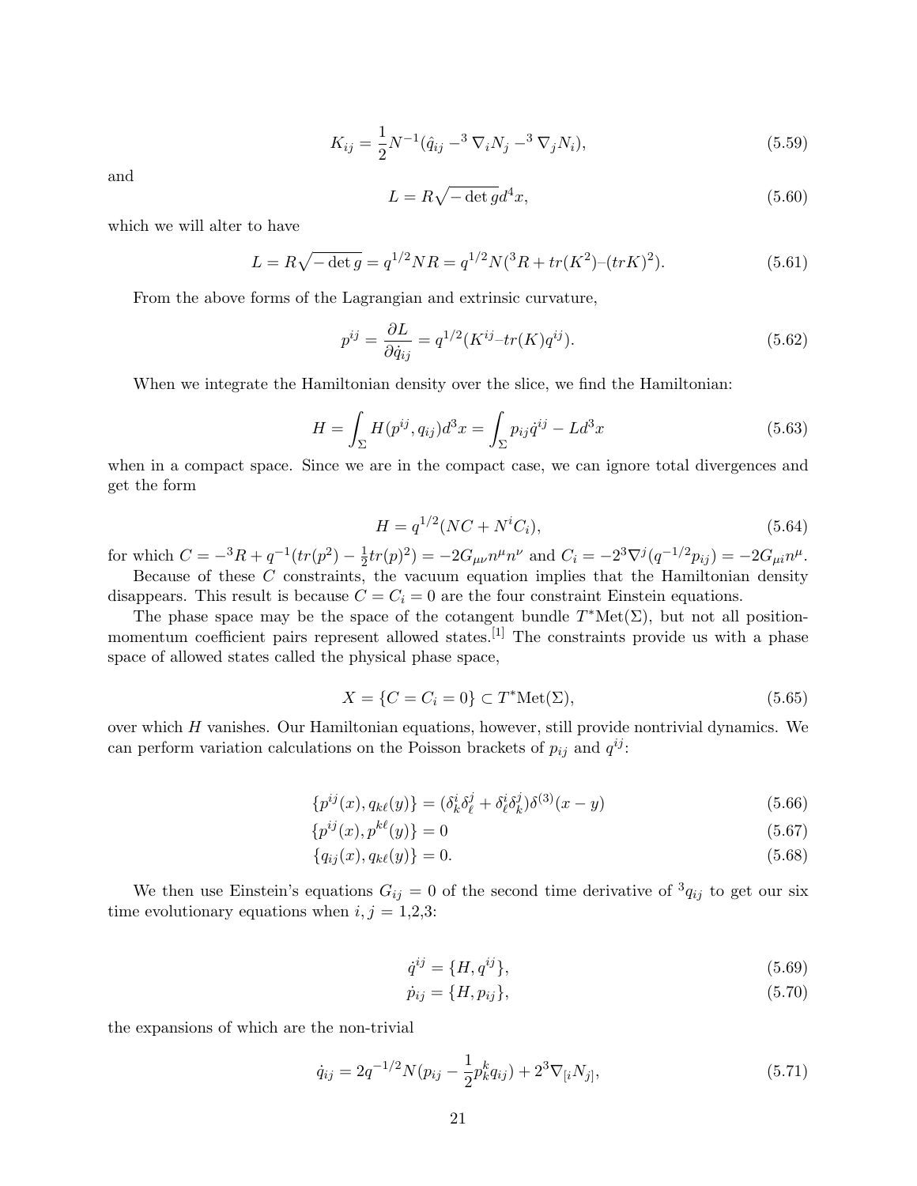$$K_{ij} = \frac{1}{2}N^{-1}(\hat{q}_{ij} -^3 \nabla_i N_j -^3 \nabla_j N_i), \tag{5.59}$$

and

$$L = R\sqrt{-\det g}d^4x, \tag{5.60}$$

which we will alter to have

$$L = R\sqrt{-\det g} = q^{1/2}NR = q^{1/2}N(^3R + tr(K^2)–(trK)^2). \tag{5.61}$$

From the above forms of the Lagrangian and extrinsic curvature,

$$p^{ij} = \frac{\partial L}{\partial \dot{q}_{ij}} = q^{1/2}(K^{ij}–tr(K)q^{ij}). \tag{5.62}$$

When we integrate the Hamiltonian density over the slice, we find the Hamiltonian:

$$H = \int_\Sigma H(p^{ij}, q_{ij})d^3x = \int_\Sigma p_{ij}\dot{q}^{ij} - Ld^3x \tag{5.63}$$

when in a compact space. Since we are in the compact case, we can ignore total divergences and get the form

$$H = q^{1/2}(NC + N^iC_i), \tag{5.64}$$

for which $C = -^3R + q^{-1}(tr(p^2) - \frac{1}{2}tr(p)^2) = -2G_{\mu\nu}n^\mu n^\nu$ and $C_i = -2^3\nabla^j(q^{-1/2}p_{ij}) = -2G_{\mu i}n^\mu$.

Because of these $C$ constraints, the vacuum equation implies that the Hamiltonian density disappears. This result is because $C = C_i = 0$ are the four constraint Einstein equations.

The phase space may be the space of the cotangent bundle $T^*\text{Met}(\Sigma)$, but not all position-momentum coefficient pairs represent allowed states.[1] The constraints provide us with a phase space of allowed states called the physical phase space,

$$X = \{C = C_i = 0\} \subset T^*\text{Met}(\Sigma), \tag{5.65}$$

over which $H$ vanishes. Our Hamiltonian equations, however, still provide nontrivial dynamics. We can perform variation calculations on the Poisson brackets of $p_{ij}$ and $q^{ij}$:

$$\{p^{ij}(x), q_{k\ell}(y)\} = (\delta^i_k\delta^j_\ell + \delta^i_\ell\delta^j_k)\delta^{(3)}(x-y) \tag{5.66}$$

$$\{p^{ij}(x), p^{k\ell}(y)\} = 0 \tag{5.67}$$

$$\{q_{ij}(x), q_{k\ell}(y)\} = 0. \tag{5.68}$$

We then use Einstein's equations $G_{ij} = 0$ of the second time derivative of $^3q_{ij}$ to get our six time evolutionary equations when $i, j$ = 1,2,3:

$$\dot{q}^{ij} = \{H, q^{ij}\}, \tag{5.69}$$

$$\dot{p}_{ij} = \{H, p_{ij}\}, \tag{5.70}$$

the expansions of which are the non-trivial

$$\dot{q}_{ij} = 2q^{-1/2}N(p_{ij} - \frac{1}{2}p^k_kq_{ij}) + 2^3\nabla_{[i}N_{j]}, \tag{5.71}$$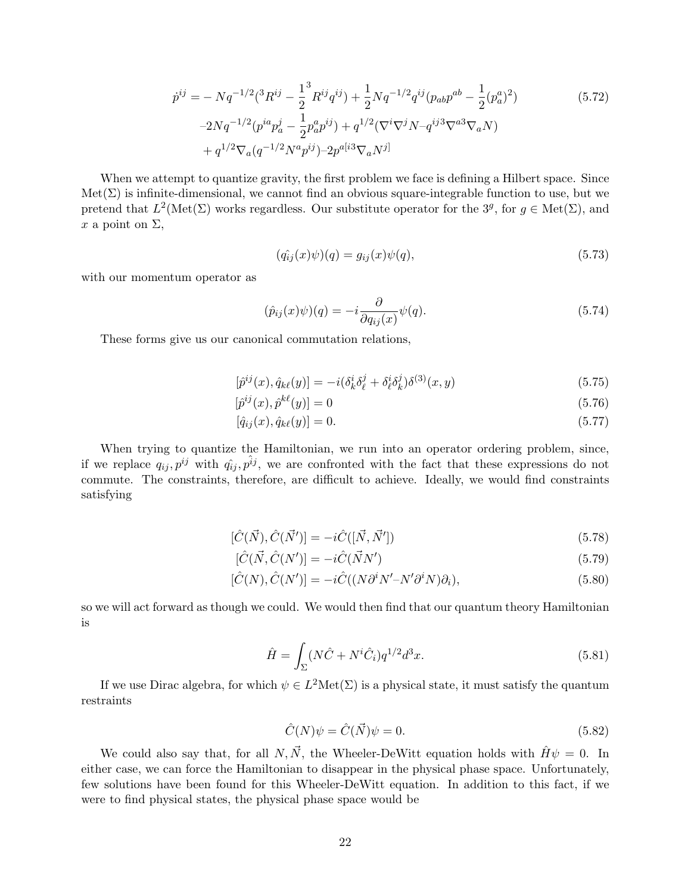$$
\begin{aligned}
\dot{p}^{ij} =& - Nq^{-1/2}({}^3R^{ij} - \frac{1}{2}{}^3R^{ij}q^{ij}) + \frac{1}{2}Nq^{-1/2}q^{ij}(p_{ab}p^{ab} - \frac{1}{2}(p^a_a)^2) \\
&-2Nq^{-1/2}(p^{ia}p^j_a - \frac{1}{2}p^a_a p^{ij}) + q^{1/2}(\nabla^i\nabla^j N - q^{ij3}\nabla^{a3}\nabla_a N) \\
&+ q^{1/2}\nabla_a(q^{-1/2}N^a p^{ij}) - 2p^{a[i3}\nabla_a N^{j]}
\end{aligned} \tag{5.72}
$$

When we attempt to quantize gravity, the first problem we face is defining a Hilbert space. Since $\text{Met}(\Sigma)$ is infinite-dimensional, we cannot find an obvious square-integrable function to use, but we pretend that $L^2(\text{Met}(\Sigma)$ works regardless. Our substitute operator for the $3^g$, for $g \in \text{Met}(\Sigma)$, and $x$ a point on $\Sigma$,

$$
(\hat{q_{ij}}(x)\psi)(q) = g_{ij}(x)\psi(q), \tag{5.73}
$$

with our momentum operator as

$$
(\hat{p}_{ij}(x)\psi)(q) = -i\frac{\partial}{\partial q_{ij}(x)}\psi(q). \tag{5.74}
$$

These forms give us our canonical commutation relations,

$$
[\hat{p}^{ij}(x), \hat{q}_{k\ell}(y)] = -i(\delta^i_k\delta^j_\ell + \delta^i_\ell\delta^j_k)\delta^{(3)}(x,y) \tag{5.75}
$$

$$
[\hat{p}^{ij}(x), \hat{p}^{k\ell}(y)] = 0 \tag{5.76}
$$

$$
[\hat{q}_{ij}(x), \hat{q}_{k\ell}(y)] = 0. \tag{5.77}
$$

When trying to quantize the Hamiltonian, we run into an operator ordering problem, since, if we replace $q_{ij}, p^{ij}$ with $\hat{q_{ij}}, \hat{p^{ij}}$, we are confronted with the fact that these expressions do not commute. The constraints, therefore, are difficult to achieve. Ideally, we would find constraints satisfying

$$
[\hat{C}(\vec{N}), \hat{C}(\vec{N}')] = -i\hat{C}([\vec{N}, \vec{N}']) \tag{5.78}
$$

$$
[\hat{C}(\vec{N}, \hat{C}(N')] = -i\hat{C}(\vec{N}N') \tag{5.79}
$$

$$
[\hat{C}(N), \hat{C}(N')] = -i\hat{C}((N\partial^i N' - N'\partial^i N)\partial_i), \tag{5.80}
$$

so we will act forward as though we could. We would then find that our quantum theory Hamiltonian is

$$
\hat{H} = \int_\Sigma (N\hat{C} + N^i\hat{C}_i)q^{1/2}d^3x. \tag{5.81}
$$

If we use Dirac algebra, for which $\psi \in L^2\text{Met}(\Sigma)$ is a physical state, it must satisfy the quantum restraints

$$
\hat{C}(N)\psi = \hat{C}(\vec{N})\psi = 0. \tag{5.82}
$$

We could also say that, for all $N, \vec{N}$, the Wheeler-DeWitt equation holds with $\hat{H}\psi = 0$. In either case, we can force the Hamiltonian to disappear in the physical phase space. Unfortunately, few solutions have been found for this Wheeler-DeWitt equation. In addition to this fact, if we were to find physical states, the physical phase space would be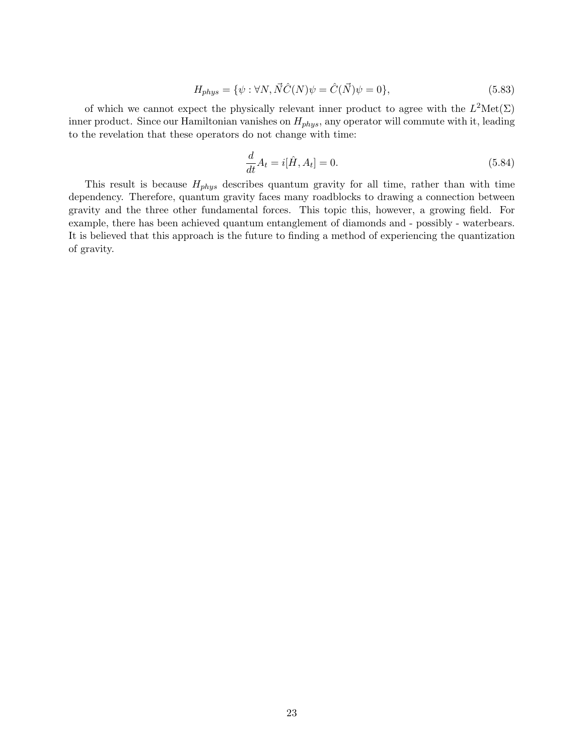$$H_{phys} = \{\psi : \forall N, \vec{N}\hat{C}(N)\psi = \hat{C}(\vec{N})\psi = 0\}, \tag{5.83}$$

of which we cannot expect the physically relevant inner product to agree with the $L^2\text{Met}(\Sigma)$ inner product. Since our Hamiltonian vanishes on $H_{phys}$, any operator will commute with it, leading to the revelation that these operators do not change with time:

$$\frac{d}{dt}A_t = i[\hat{H}, A_t] = 0. \tag{5.84}$$

This result is because $H_{phys}$ describes quantum gravity for all time, rather than with time dependency. Therefore, quantum gravity faces many roadblocks to drawing a connection between gravity and the three other fundamental forces. This topic this, however, a growing field. For example, there has been achieved quantum entanglement of diamonds and - possibly - waterbears. It is believed that this approach is the future to finding a method of experiencing the quantization of gravity.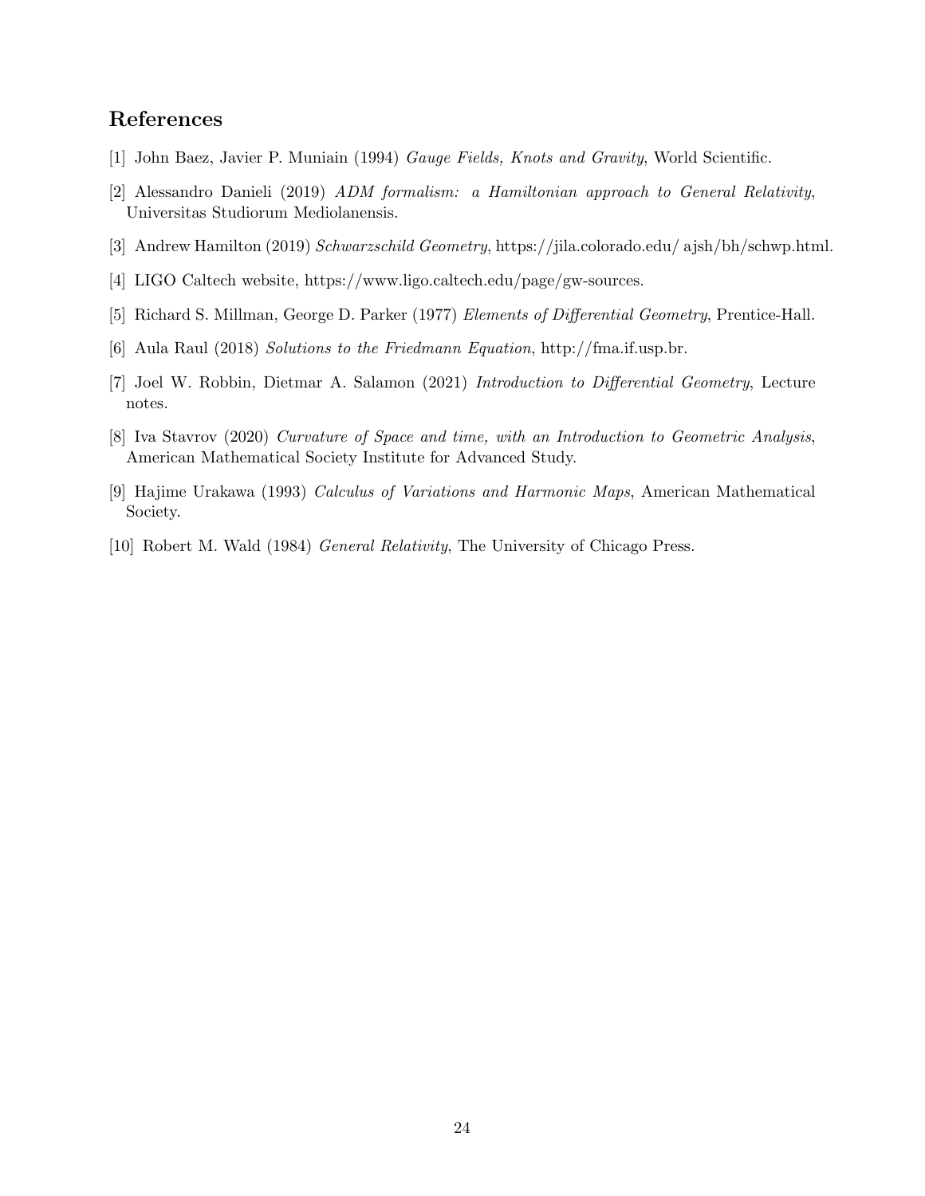## References

[1] John Baez, Javier P. Muniain (1994) *Gauge Fields, Knots and Gravity*, World Scientific.

[2] Alessandro Danieli (2019) *ADM formalism: a Hamiltonian approach to General Relativity*, Universitas Studiorum Mediolanensis.

[3] Andrew Hamilton (2019) *Schwarzschild Geometry*, https://jila.colorado.edu/ ajsh/bh/schwp.html.

[4] LIGO Caltech website, https://www.ligo.caltech.edu/page/gw-sources.

[5] Richard S. Millman, George D. Parker (1977) *Elements of Differential Geometry*, Prentice-Hall.

[6] Aula Raul (2018) *Solutions to the Friedmann Equation*, http://fma.if.usp.br.

[7] Joel W. Robbin, Dietmar A. Salamon (2021) *Introduction to Differential Geometry*, Lecture notes.

[8] Iva Stavrov (2020) *Curvature of Space and time, with an Introduction to Geometric Analysis*, American Mathematical Society Institute for Advanced Study.

[9] Hajime Urakawa (1993) *Calculus of Variations and Harmonic Maps*, American Mathematical Society.

[10] Robert M. Wald (1984) *General Relativity*, The University of Chicago Press.